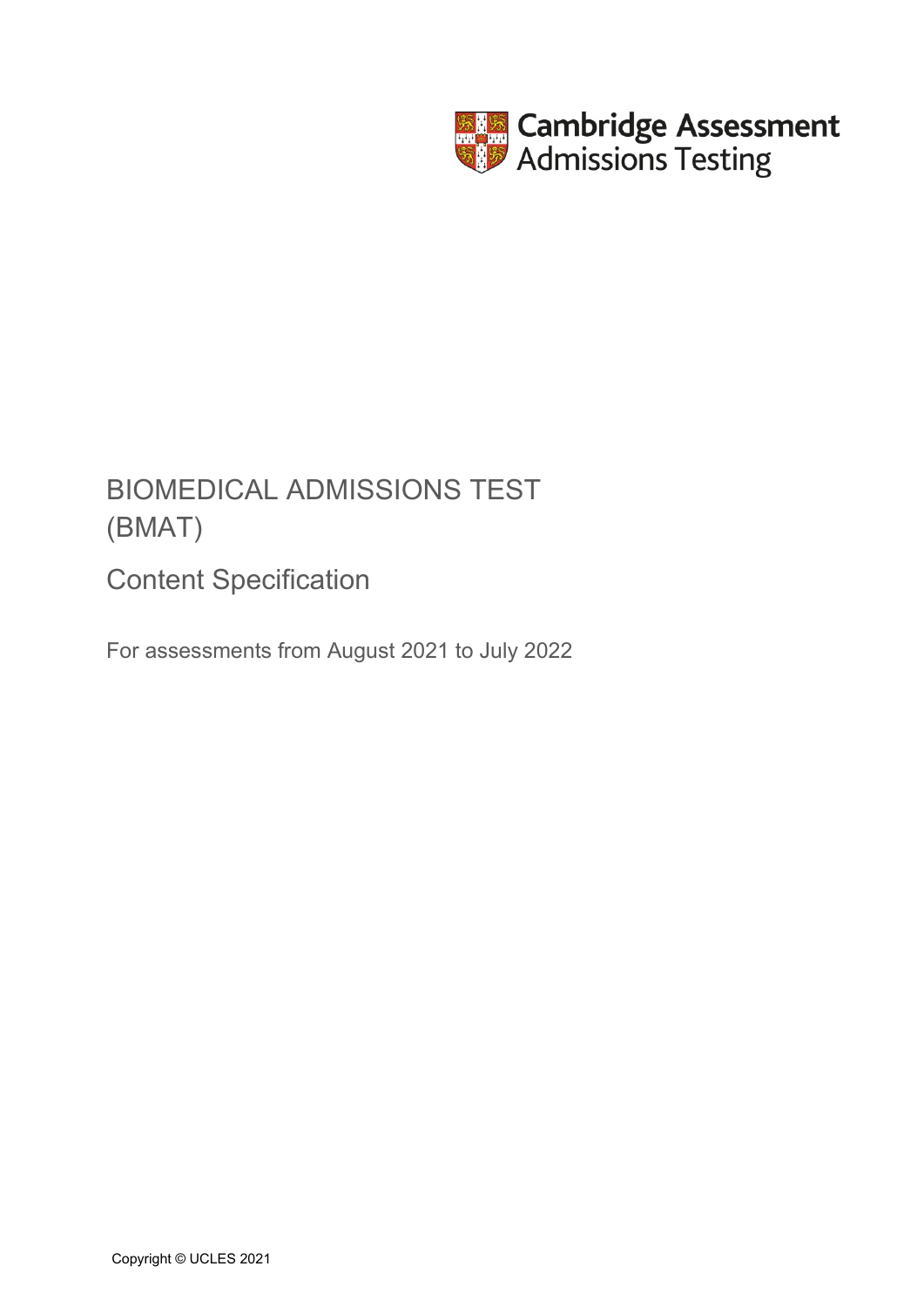Cambridge Assessment
Admissions Testing

# BIOMEDICAL ADMISSIONS TEST (BMAT)

## Content Specification

For assessments from August 2021 to July 2022

Copyright © UCLES 2021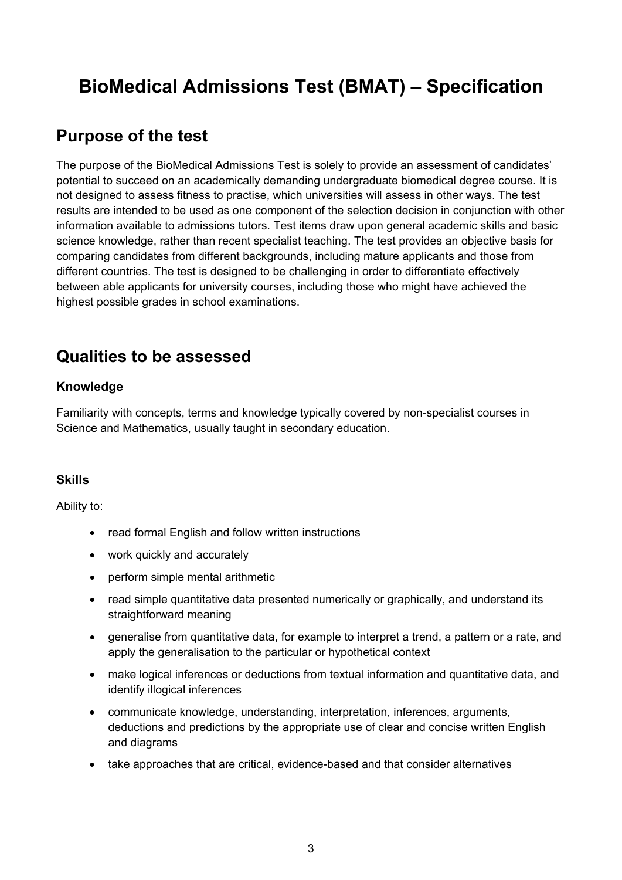# BioMedical Admissions Test (BMAT) – Specification

## Purpose of the test

The purpose of the BioMedical Admissions Test is solely to provide an assessment of candidates' potential to succeed on an academically demanding undergraduate biomedical degree course. It is not designed to assess fitness to practise, which universities will assess in other ways. The test results are intended to be used as one component of the selection decision in conjunction with other information available to admissions tutors. Test items draw upon general academic skills and basic science knowledge, rather than recent specialist teaching. The test provides an objective basis for comparing candidates from different backgrounds, including mature applicants and those from different countries. The test is designed to be challenging in order to differentiate effectively between able applicants for university courses, including those who might have achieved the highest possible grades in school examinations.

## Qualities to be assessed

### Knowledge

Familiarity with concepts, terms and knowledge typically covered by non-specialist courses in Science and Mathematics, usually taught in secondary education.

### Skills

Ability to:

- read formal English and follow written instructions
- work quickly and accurately
- perform simple mental arithmetic
- read simple quantitative data presented numerically or graphically, and understand its straightforward meaning
- generalise from quantitative data, for example to interpret a trend, a pattern or a rate, and apply the generalisation to the particular or hypothetical context
- make logical inferences or deductions from textual information and quantitative data, and identify illogical inferences
- communicate knowledge, understanding, interpretation, inferences, arguments, deductions and predictions by the appropriate use of clear and concise written English and diagrams
- take approaches that are critical, evidence-based and that consider alternatives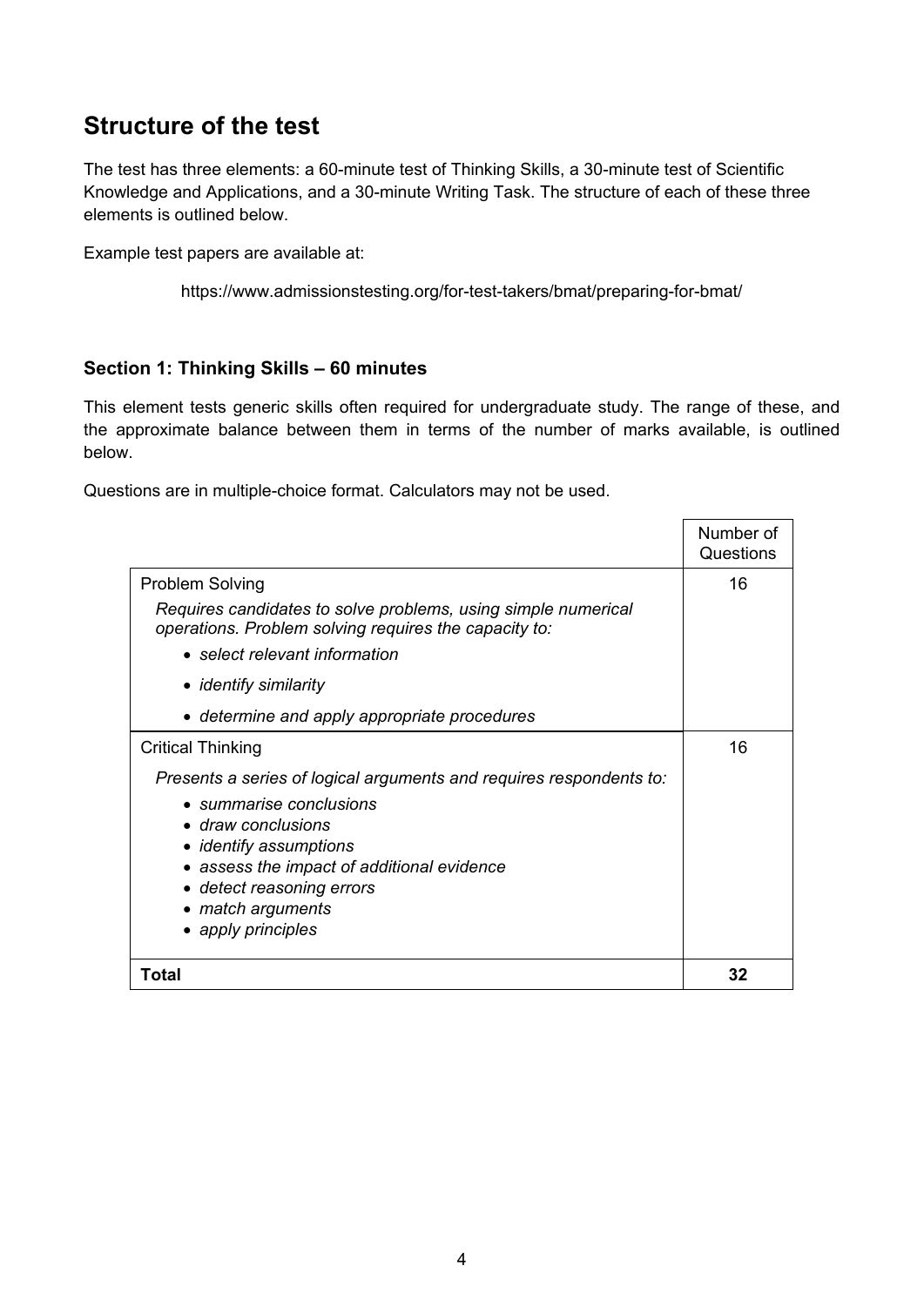## Structure of the test

The test has three elements: a 60-minute test of Thinking Skills, a 30-minute test of Scientific Knowledge and Applications, and a 30-minute Writing Task. The structure of each of these three elements is outlined below.

Example test papers are available at:

https://www.admissionstesting.org/for-test-takers/bmat/preparing-for-bmat/

### Section 1: Thinking Skills – 60 minutes

This element tests generic skills often required for undergraduate study. The range of these, and the approximate balance between them in terms of the number of marks available, is outlined below.

Questions are in multiple-choice format. Calculators may not be used.

| | Number of Questions |
|---|---|
| Problem Solving<br>*Requires candidates to solve problems, using simple numerical operations. Problem solving requires the capacity to:*<br>• *select relevant information*<br>• *identify similarity*<br>• *determine and apply appropriate procedures* | 16 |
| Critical Thinking<br>*Presents a series of logical arguments and requires respondents to:*<br>• *summarise conclusions*<br>• *draw conclusions*<br>• *identify assumptions*<br>• *assess the impact of additional evidence*<br>• *detect reasoning errors*<br>• *match arguments*<br>• *apply principles* | 16 |
| **Total** | **32** |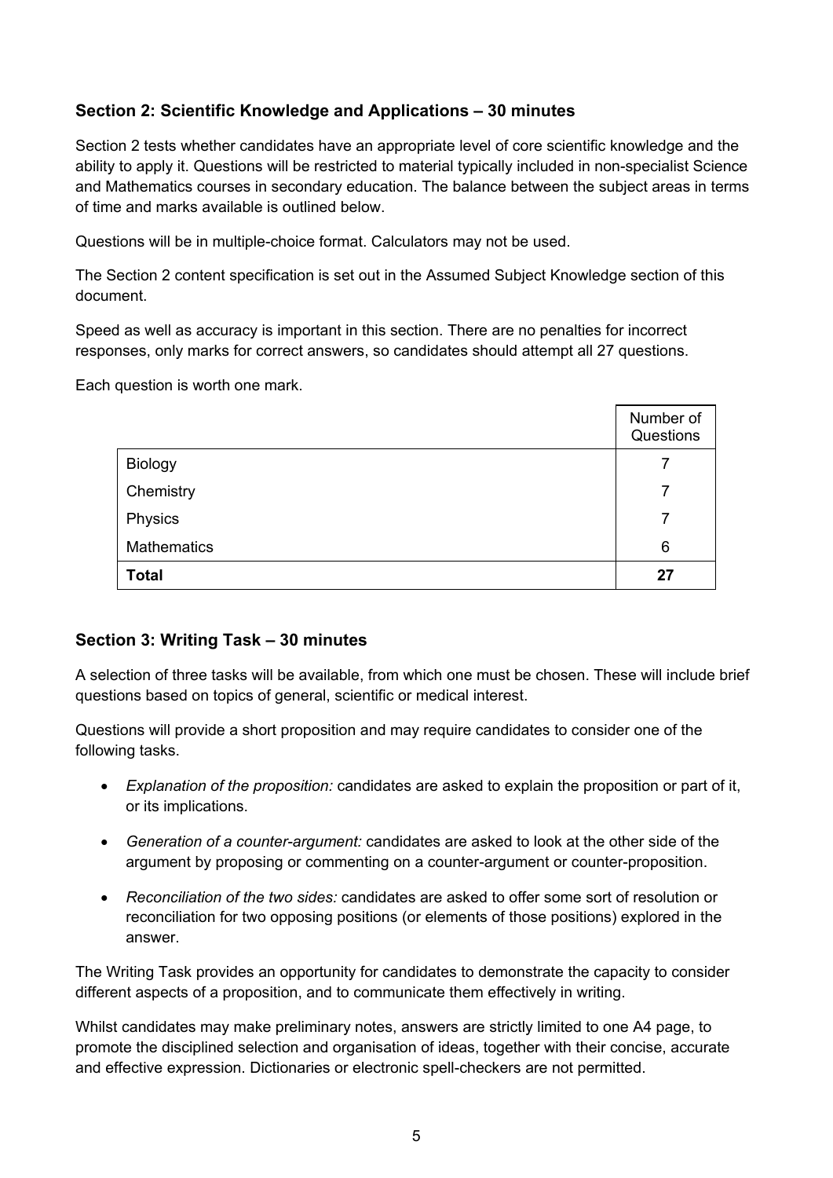## Section 2: Scientific Knowledge and Applications – 30 minutes

Section 2 tests whether candidates have an appropriate level of core scientific knowledge and the ability to apply it. Questions will be restricted to material typically included in non-specialist Science and Mathematics courses in secondary education. The balance between the subject areas in terms of time and marks available is outlined below.

Questions will be in multiple-choice format. Calculators may not be used.

The Section 2 content specification is set out in the Assumed Subject Knowledge section of this document.

Speed as well as accuracy is important in this section. There are no penalties for incorrect responses, only marks for correct answers, so candidates should attempt all 27 questions.

Each question is worth one mark.

| | Number of Questions |
|---|---|
| Biology | 7 |
| Chemistry | 7 |
| Physics | 7 |
| Mathematics | 6 |
| **Total** | **27** |

## Section 3: Writing Task – 30 minutes

A selection of three tasks will be available, from which one must be chosen. These will include brief questions based on topics of general, scientific or medical interest.

Questions will provide a short proposition and may require candidates to consider one of the following tasks.

- *Explanation of the proposition:* candidates are asked to explain the proposition or part of it, or its implications.
- *Generation of a counter-argument:* candidates are asked to look at the other side of the argument by proposing or commenting on a counter-argument or counter-proposition.
- *Reconciliation of the two sides:* candidates are asked to offer some sort of resolution or reconciliation for two opposing positions (or elements of those positions) explored in the answer.

The Writing Task provides an opportunity for candidates to demonstrate the capacity to consider different aspects of a proposition, and to communicate them effectively in writing.

Whilst candidates may make preliminary notes, answers are strictly limited to one A4 page, to promote the disciplined selection and organisation of ideas, together with their concise, accurate and effective expression. Dictionaries or electronic spell-checkers are not permitted.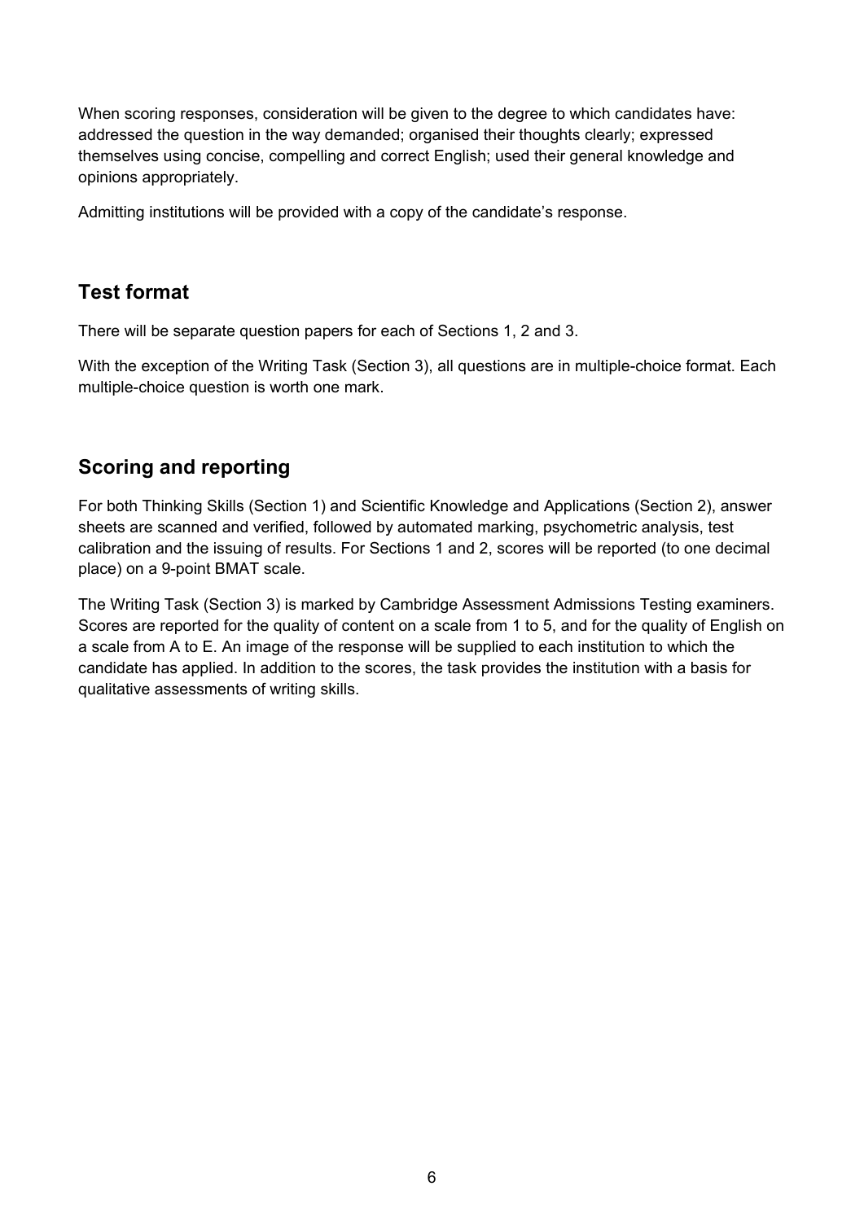When scoring responses, consideration will be given to the degree to which candidates have: addressed the question in the way demanded; organised their thoughts clearly; expressed themselves using concise, compelling and correct English; used their general knowledge and opinions appropriately.

Admitting institutions will be provided with a copy of the candidate's response.

## Test format

There will be separate question papers for each of Sections 1, 2 and 3.

With the exception of the Writing Task (Section 3), all questions are in multiple-choice format. Each multiple-choice question is worth one mark.

## Scoring and reporting

For both Thinking Skills (Section 1) and Scientific Knowledge and Applications (Section 2), answer sheets are scanned and verified, followed by automated marking, psychometric analysis, test calibration and the issuing of results. For Sections 1 and 2, scores will be reported (to one decimal place) on a 9-point BMAT scale.

The Writing Task (Section 3) is marked by Cambridge Assessment Admissions Testing examiners. Scores are reported for the quality of content on a scale from 1 to 5, and for the quality of English on a scale from A to E. An image of the response will be supplied to each institution to which the candidate has applied. In addition to the scores, the task provides the institution with a basis for qualitative assessments of writing skills.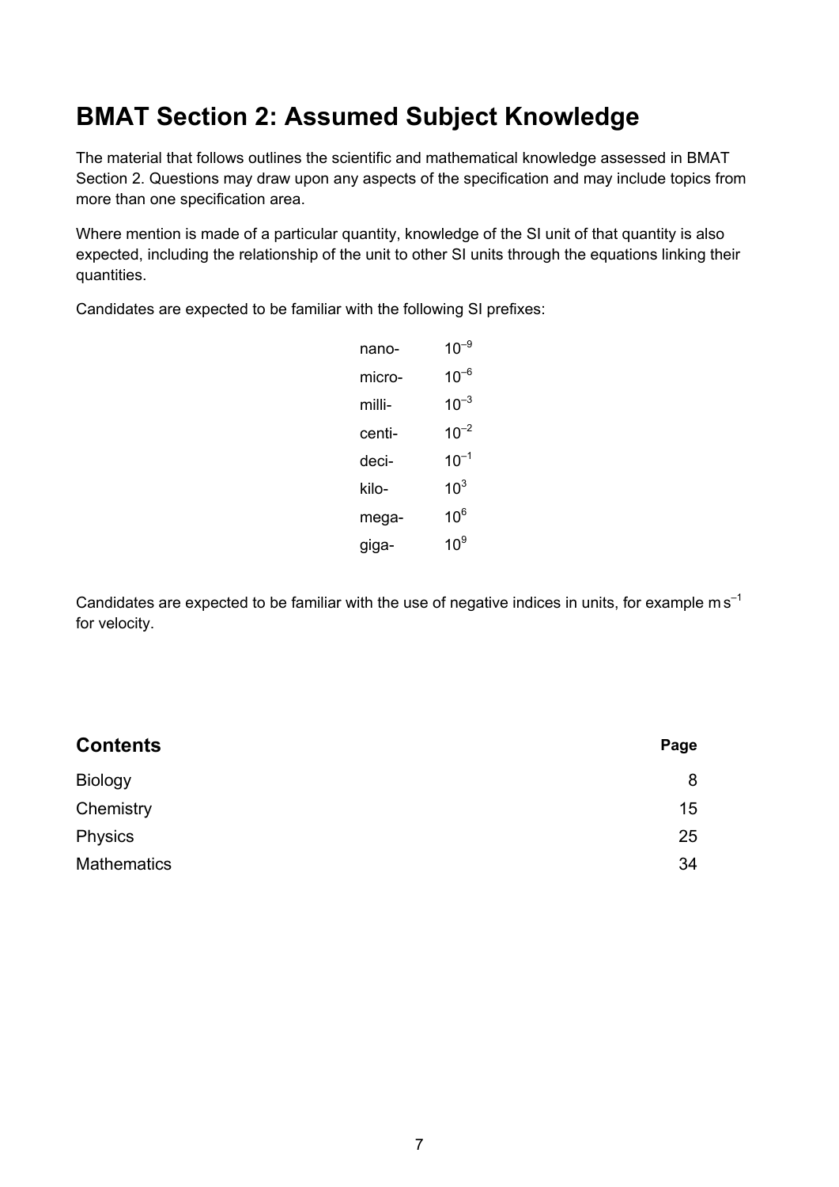# BMAT Section 2: Assumed Subject Knowledge

The material that follows outlines the scientific and mathematical knowledge assessed in BMAT Section 2. Questions may draw upon any aspects of the specification and may include topics from more than one specification area.

Where mention is made of a particular quantity, knowledge of the SI unit of that quantity is also expected, including the relationship of the unit to other SI units through the equations linking their quantities.

Candidates are expected to be familiar with the following SI prefixes:

| | |
|---|---|
| nano- | $10^{-9}$ |
| micro- | $10^{-6}$ |
| milli- | $10^{-3}$ |
| centi- | $10^{-2}$ |
| deci- | $10^{-1}$ |
| kilo- | $10^{3}$ |
| mega- | $10^{6}$ |
| giga- | $10^{9}$ |

Candidates are expected to be familiar with the use of negative indices in units, for example $m\,s^{-1}$ for velocity.

## Contents

| | Page |
|---|---|
| Biology | 8 |
| Chemistry | 15 |
| Physics | 25 |
| Mathematics | 34 |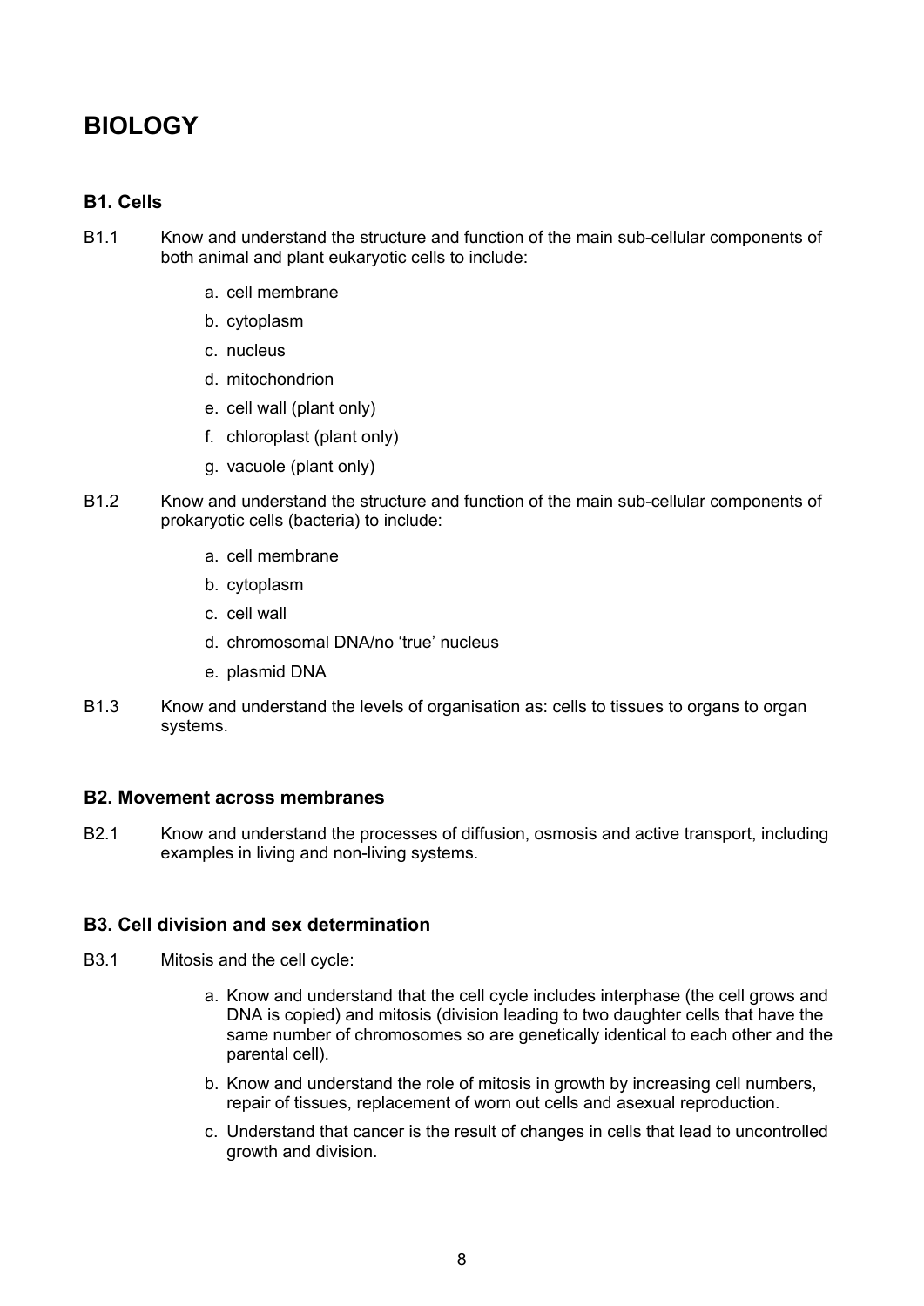# BIOLOGY

## B1. Cells

B1.1 Know and understand the structure and function of the main sub-cellular components of both animal and plant eukaryotic cells to include:

a. cell membrane
b. cytoplasm
c. nucleus
d. mitochondrion
e. cell wall (plant only)
f. chloroplast (plant only)
g. vacuole (plant only)

B1.2 Know and understand the structure and function of the main sub-cellular components of prokaryotic cells (bacteria) to include:

a. cell membrane
b. cytoplasm
c. cell wall
d. chromosomal DNA/no 'true' nucleus
e. plasmid DNA

B1.3 Know and understand the levels of organisation as: cells to tissues to organs to organ systems.

## B2. Movement across membranes

B2.1 Know and understand the processes of diffusion, osmosis and active transport, including examples in living and non-living systems.

## B3. Cell division and sex determination

B3.1 Mitosis and the cell cycle:

a. Know and understand that the cell cycle includes interphase (the cell grows and DNA is copied) and mitosis (division leading to two daughter cells that have the same number of chromosomes so are genetically identical to each other and the parental cell).
b. Know and understand the role of mitosis in growth by increasing cell numbers, repair of tissues, replacement of worn out cells and asexual reproduction.
c. Understand that cancer is the result of changes in cells that lead to uncontrolled growth and division.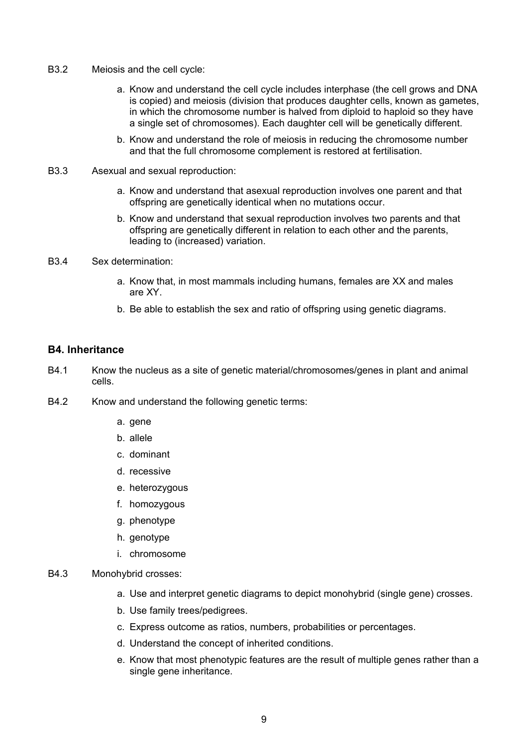B3.2 Meiosis and the cell cycle:

a. Know and understand the cell cycle includes interphase (the cell grows and DNA is copied) and meiosis (division that produces daughter cells, known as gametes, in which the chromosome number is halved from diploid to haploid so they have a single set of chromosomes). Each daughter cell will be genetically different.

b. Know and understand the role of meiosis in reducing the chromosome number and that the full chromosome complement is restored at fertilisation.

B3.3 Asexual and sexual reproduction:

a. Know and understand that asexual reproduction involves one parent and that offspring are genetically identical when no mutations occur.

b. Know and understand that sexual reproduction involves two parents and that offspring are genetically different in relation to each other and the parents, leading to (increased) variation.

B3.4 Sex determination:

a. Know that, in most mammals including humans, females are XX and males are XY.

b. Be able to establish the sex and ratio of offspring using genetic diagrams.

### B4. Inheritance

B4.1 Know the nucleus as a site of genetic material/chromosomes/genes in plant and animal cells.

B4.2 Know and understand the following genetic terms:

a. gene
b. allele
c. dominant
d. recessive
e. heterozygous
f. homozygous
g. phenotype
h. genotype
i. chromosome

B4.3 Monohybrid crosses:

a. Use and interpret genetic diagrams to depict monohybrid (single gene) crosses.

b. Use family trees/pedigrees.

c. Express outcome as ratios, numbers, probabilities or percentages.

d. Understand the concept of inherited conditions.

e. Know that most phenotypic features are the result of multiple genes rather than a single gene inheritance.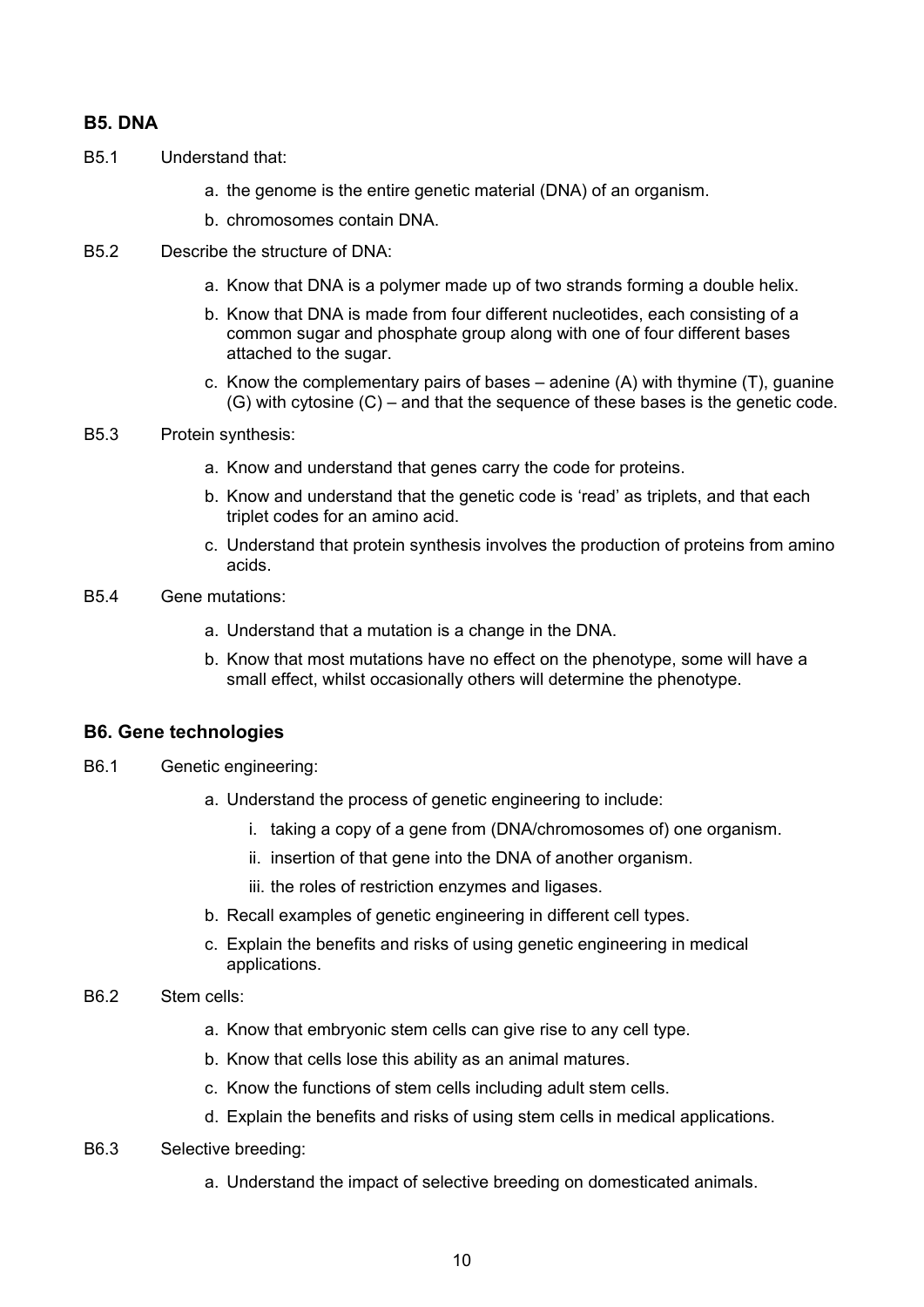## B5. DNA

B5.1 Understand that:

a. the genome is the entire genetic material (DNA) of an organism.

b. chromosomes contain DNA.

B5.2 Describe the structure of DNA:

a. Know that DNA is a polymer made up of two strands forming a double helix.

b. Know that DNA is made from four different nucleotides, each consisting of a common sugar and phosphate group along with one of four different bases attached to the sugar.

c. Know the complementary pairs of bases – adenine (A) with thymine (T), guanine (G) with cytosine (C) – and that the sequence of these bases is the genetic code.

B5.3 Protein synthesis:

a. Know and understand that genes carry the code for proteins.

b. Know and understand that the genetic code is 'read' as triplets, and that each triplet codes for an amino acid.

c. Understand that protein synthesis involves the production of proteins from amino acids.

B5.4 Gene mutations:

a. Understand that a mutation is a change in the DNA.

b. Know that most mutations have no effect on the phenotype, some will have a small effect, whilst occasionally others will determine the phenotype.

## B6. Gene technologies

B6.1 Genetic engineering:

a. Understand the process of genetic engineering to include:

   i. taking a copy of a gene from (DNA/chromosomes of) one organism.

   ii. insertion of that gene into the DNA of another organism.

   iii. the roles of restriction enzymes and ligases.

b. Recall examples of genetic engineering in different cell types.

c. Explain the benefits and risks of using genetic engineering in medical applications.

B6.2 Stem cells:

a. Know that embryonic stem cells can give rise to any cell type.

b. Know that cells lose this ability as an animal matures.

c. Know the functions of stem cells including adult stem cells.

d. Explain the benefits and risks of using stem cells in medical applications.

B6.3 Selective breeding:

a. Understand the impact of selective breeding on domesticated animals.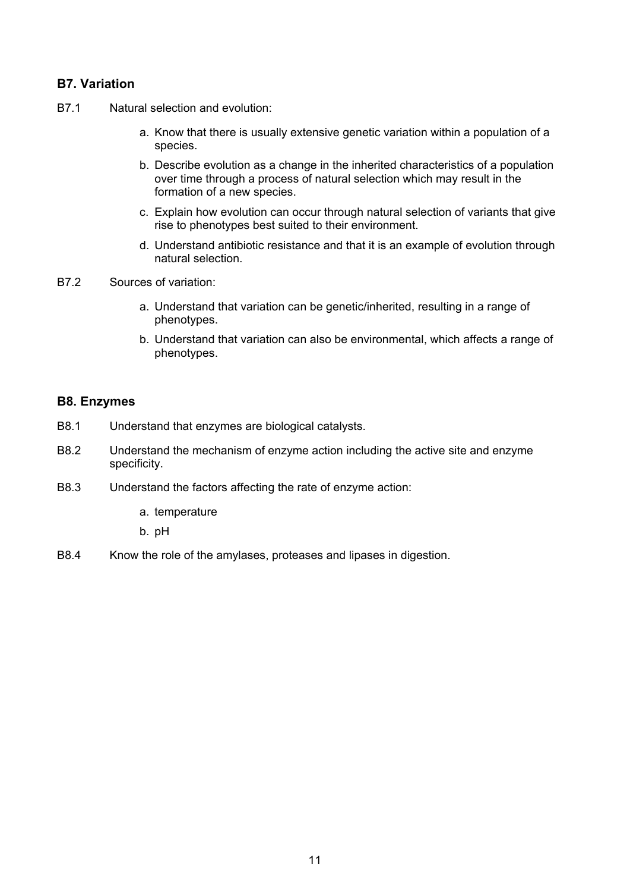### B7. Variation

B7.1 Natural selection and evolution:

a. Know that there is usually extensive genetic variation within a population of a species.

b. Describe evolution as a change in the inherited characteristics of a population over time through a process of natural selection which may result in the formation of a new species.

c. Explain how evolution can occur through natural selection of variants that give rise to phenotypes best suited to their environment.

d. Understand antibiotic resistance and that it is an example of evolution through natural selection.

B7.2 Sources of variation:

a. Understand that variation can be genetic/inherited, resulting in a range of phenotypes.

b. Understand that variation can also be environmental, which affects a range of phenotypes.

### B8. Enzymes

B8.1 Understand that enzymes are biological catalysts.

B8.2 Understand the mechanism of enzyme action including the active site and enzyme specificity.

B8.3 Understand the factors affecting the rate of enzyme action:

a. temperature

b. pH

B8.4 Know the role of the amylases, proteases and lipases in digestion.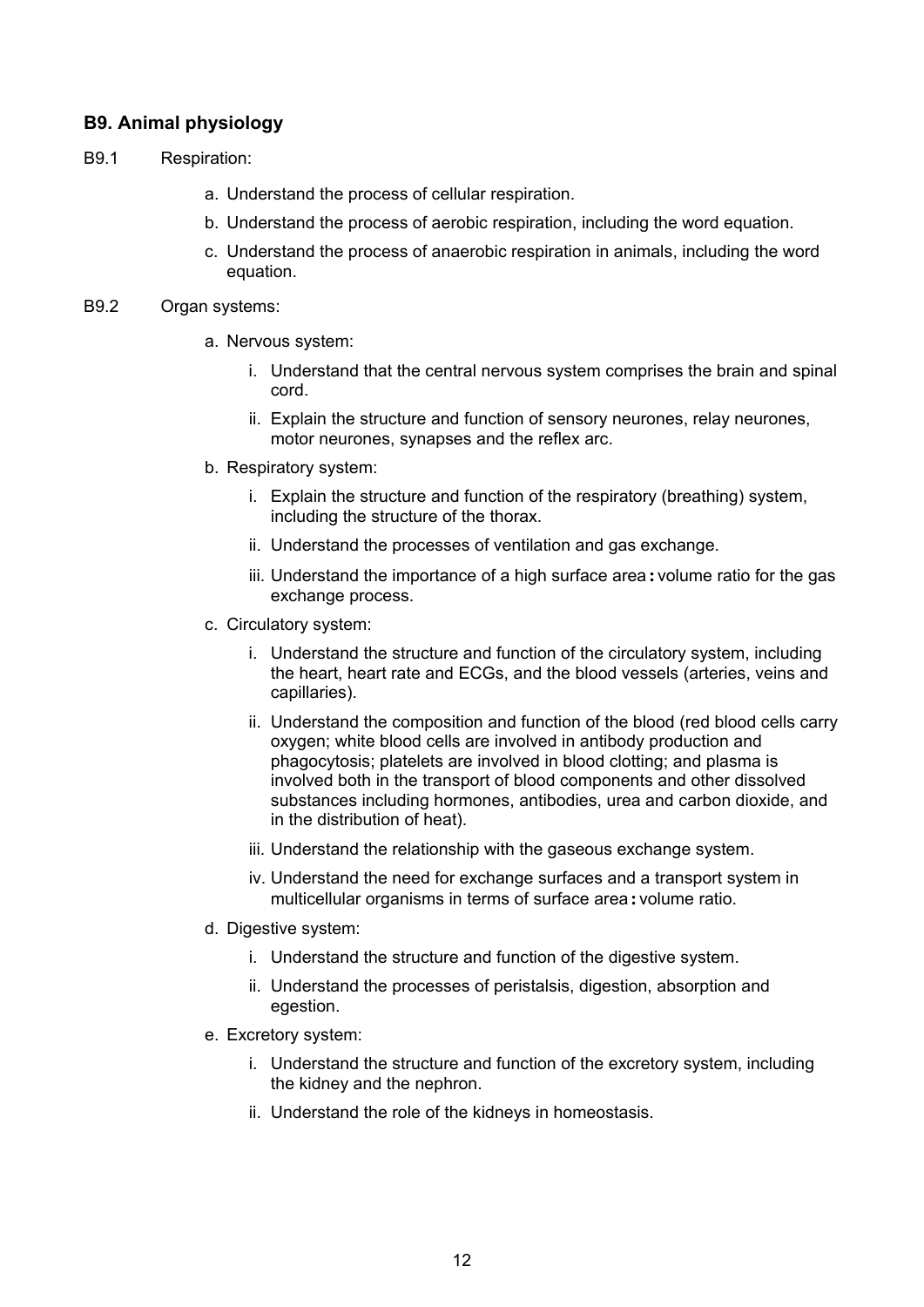### B9. Animal physiology

B9.1 Respiration:

a. Understand the process of cellular respiration.
b. Understand the process of aerobic respiration, including the word equation.
c. Understand the process of anaerobic respiration in animals, including the word equation.

B9.2 Organ systems:

a. Nervous system:
   i. Understand that the central nervous system comprises the brain and spinal cord.
   ii. Explain the structure and function of sensory neurones, relay neurones, motor neurones, synapses and the reflex arc.
b. Respiratory system:
   i. Explain the structure and function of the respiratory (breathing) system, including the structure of the thorax.
   ii. Understand the processes of ventilation and gas exchange.
   iii. Understand the importance of a high surface area : volume ratio for the gas exchange process.
c. Circulatory system:
   i. Understand the structure and function of the circulatory system, including the heart, heart rate and ECGs, and the blood vessels (arteries, veins and capillaries).
   ii. Understand the composition and function of the blood (red blood cells carry oxygen; white blood cells are involved in antibody production and phagocytosis; platelets are involved in blood clotting; and plasma is involved both in the transport of blood components and other dissolved substances including hormones, antibodies, urea and carbon dioxide, and in the distribution of heat).
   iii. Understand the relationship with the gaseous exchange system.
   iv. Understand the need for exchange surfaces and a transport system in multicellular organisms in terms of surface area : volume ratio.
d. Digestive system:
   i. Understand the structure and function of the digestive system.
   ii. Understand the processes of peristalsis, digestion, absorption and egestion.
e. Excretory system:
   i. Understand the structure and function of the excretory system, including the kidney and the nephron.
   ii. Understand the role of the kidneys in homeostasis.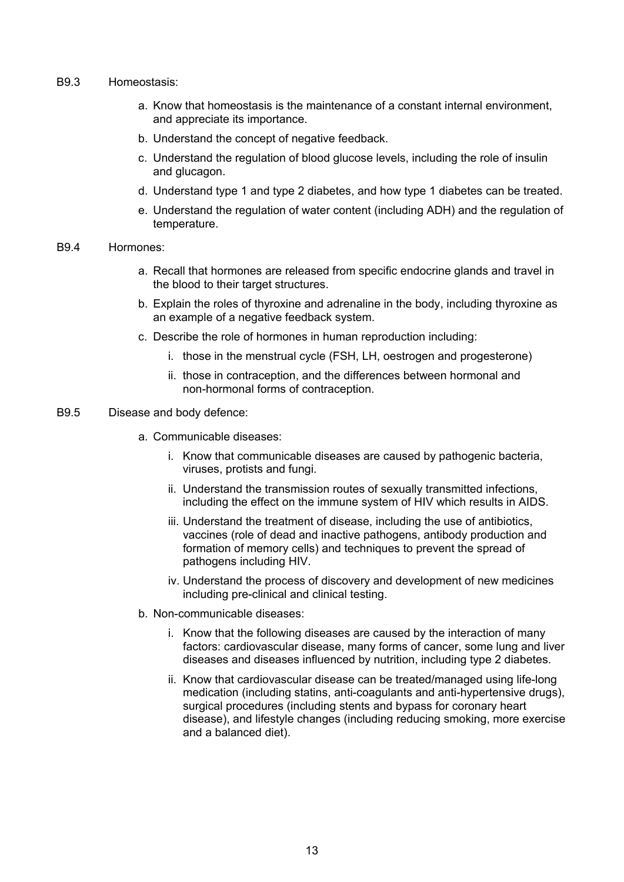B9.3 Homeostasis:

a. Know that homeostasis is the maintenance of a constant internal environment, and appreciate its importance.

b. Understand the concept of negative feedback.

c. Understand the regulation of blood glucose levels, including the role of insulin and glucagon.

d. Understand type 1 and type 2 diabetes, and how type 1 diabetes can be treated.

e. Understand the regulation of water content (including ADH) and the regulation of temperature.

B9.4 Hormones:

a. Recall that hormones are released from specific endocrine glands and travel in the blood to their target structures.

b. Explain the roles of thyroxine and adrenaline in the body, including thyroxine as an example of a negative feedback system.

c. Describe the role of hormones in human reproduction including:

   i. those in the menstrual cycle (FSH, LH, oestrogen and progesterone)

   ii. those in contraception, and the differences between hormonal and non-hormonal forms of contraception.

B9.5 Disease and body defence:

a. Communicable diseases:

   i. Know that communicable diseases are caused by pathogenic bacteria, viruses, protists and fungi.

   ii. Understand the transmission routes of sexually transmitted infections, including the effect on the immune system of HIV which results in AIDS.

   iii. Understand the treatment of disease, including the use of antibiotics, vaccines (role of dead and inactive pathogens, antibody production and formation of memory cells) and techniques to prevent the spread of pathogens including HIV.

   iv. Understand the process of discovery and development of new medicines including pre-clinical and clinical testing.

b. Non-communicable diseases:

   i. Know that the following diseases are caused by the interaction of many factors: cardiovascular disease, many forms of cancer, some lung and liver diseases and diseases influenced by nutrition, including type 2 diabetes.

   ii. Know that cardiovascular disease can be treated/managed using life-long medication (including statins, anti-coagulants and anti-hypertensive drugs), surgical procedures (including stents and bypass for coronary heart disease), and lifestyle changes (including reducing smoking, more exercise and a balanced diet).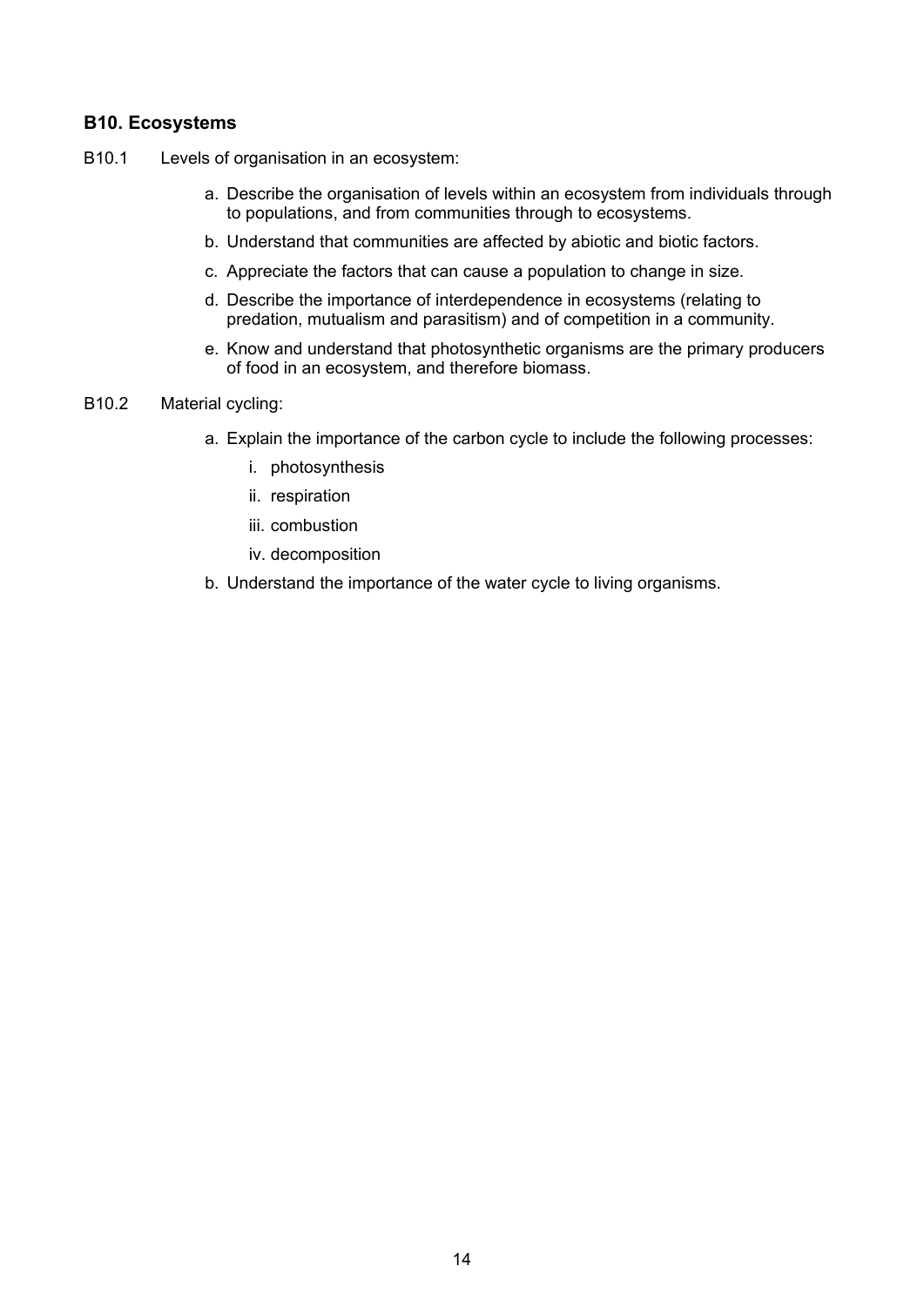### B10. Ecosystems

B10.1 Levels of organisation in an ecosystem:

a. Describe the organisation of levels within an ecosystem from individuals through to populations, and from communities through to ecosystems.

b. Understand that communities are affected by abiotic and biotic factors.

c. Appreciate the factors that can cause a population to change in size.

d. Describe the importance of interdependence in ecosystems (relating to predation, mutualism and parasitism) and of competition in a community.

e. Know and understand that photosynthetic organisms are the primary producers of food in an ecosystem, and therefore biomass.

B10.2 Material cycling:

a. Explain the importance of the carbon cycle to include the following processes:

   i. photosynthesis

   ii. respiration

   iii. combustion

   iv. decomposition

b. Understand the importance of the water cycle to living organisms.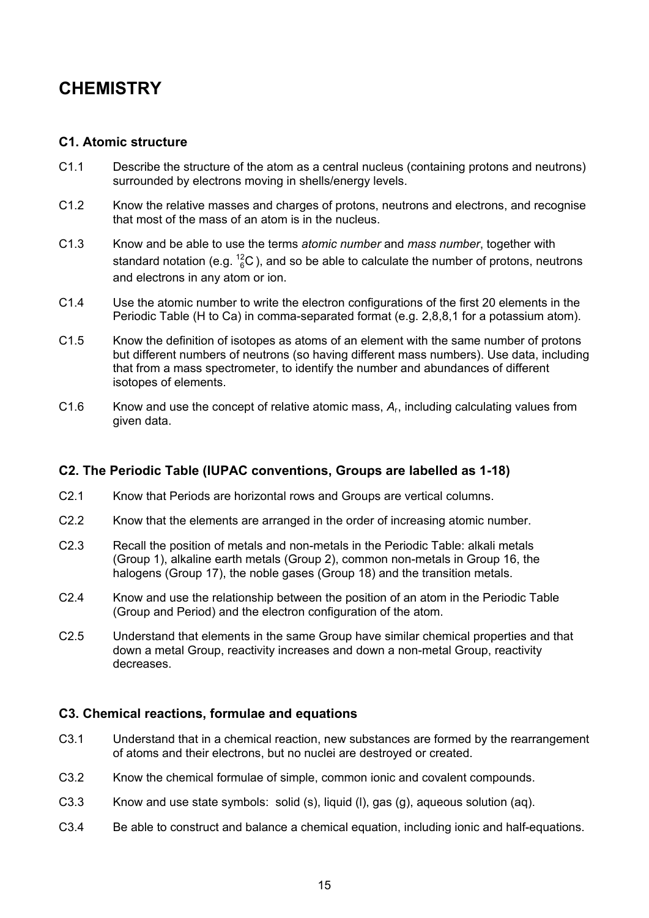# CHEMISTRY

## C1. Atomic structure

C1.1 Describe the structure of the atom as a central nucleus (containing protons and neutrons) surrounded by electrons moving in shells/energy levels.

C1.2 Know the relative masses and charges of protons, neutrons and electrons, and recognise that most of the mass of an atom is in the nucleus.

C1.3 Know and be able to use the terms *atomic number* and *mass number*, together with standard notation (e.g. $^{12}_{6}C$), and so be able to calculate the number of protons, neutrons and electrons in any atom or ion.

C1.4 Use the atomic number to write the electron configurations of the first 20 elements in the Periodic Table (H to Ca) in comma-separated format (e.g. 2,8,8,1 for a potassium atom).

C1.5 Know the definition of isotopes as atoms of an element with the same number of protons but different numbers of neutrons (so having different mass numbers). Use data, including that from a mass spectrometer, to identify the number and abundances of different isotopes of elements.

C1.6 Know and use the concept of relative atomic mass, $A_r$, including calculating values from given data.

## C2. The Periodic Table (IUPAC conventions, Groups are labelled as 1-18)

C2.1 Know that Periods are horizontal rows and Groups are vertical columns.

C2.2 Know that the elements are arranged in the order of increasing atomic number.

C2.3 Recall the position of metals and non-metals in the Periodic Table: alkali metals (Group 1), alkaline earth metals (Group 2), common non-metals in Group 16, the halogens (Group 17), the noble gases (Group 18) and the transition metals.

C2.4 Know and use the relationship between the position of an atom in the Periodic Table (Group and Period) and the electron configuration of the atom.

C2.5 Understand that elements in the same Group have similar chemical properties and that down a metal Group, reactivity increases and down a non-metal Group, reactivity decreases.

## C3. Chemical reactions, formulae and equations

C3.1 Understand that in a chemical reaction, new substances are formed by the rearrangement of atoms and their electrons, but no nuclei are destroyed or created.

C3.2 Know the chemical formulae of simple, common ionic and covalent compounds.

C3.3 Know and use state symbols: solid (s), liquid (l), gas (g), aqueous solution (aq).

C3.4 Be able to construct and balance a chemical equation, including ionic and half-equations.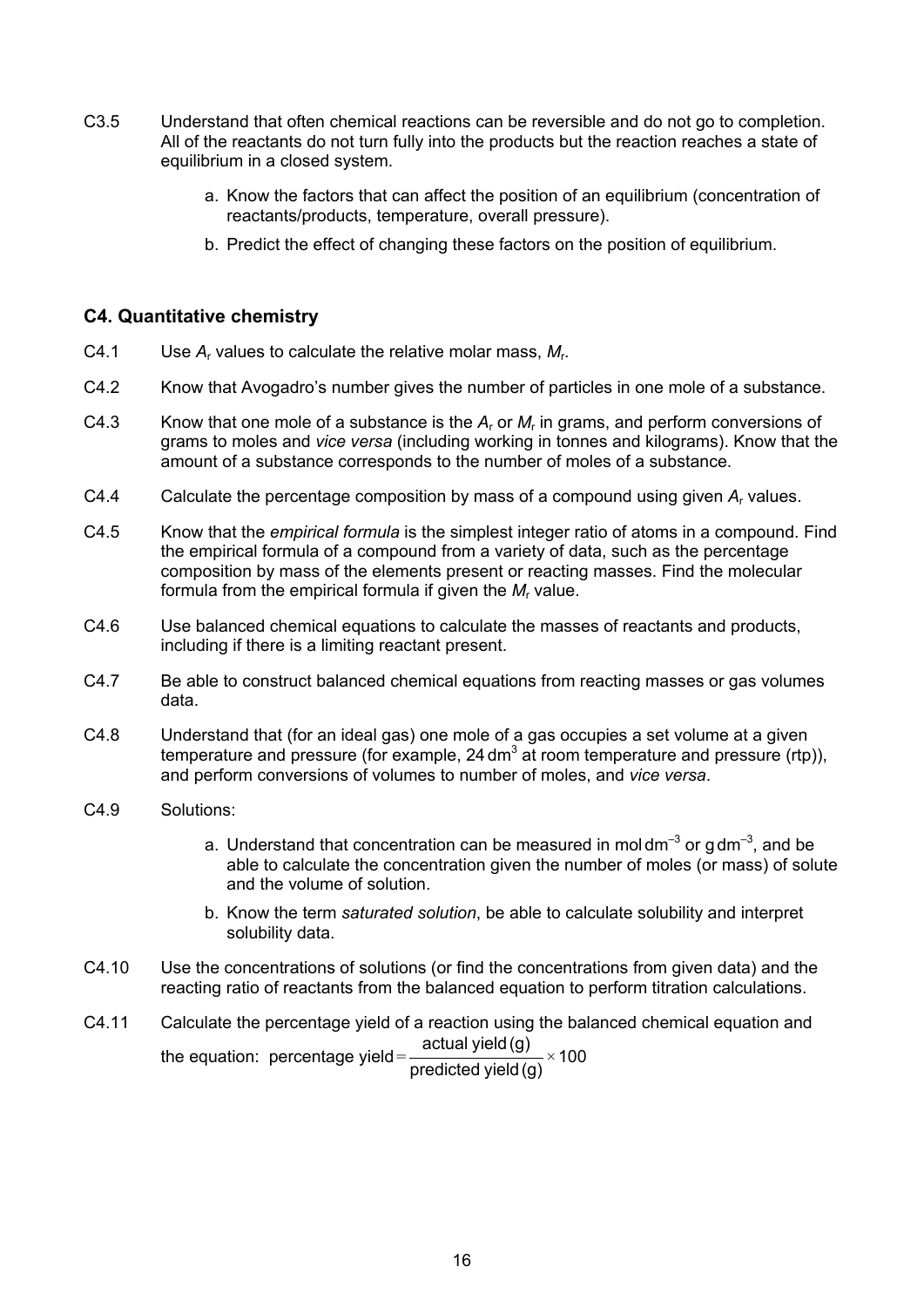C3.5 Understand that often chemical reactions can be reversible and do not go to completion. All of the reactants do not turn fully into the products but the reaction reaches a state of equilibrium in a closed system.

a. Know the factors that can affect the position of an equilibrium (concentration of reactants/products, temperature, overall pressure).

b. Predict the effect of changing these factors on the position of equilibrium.

### C4. Quantitative chemistry

C4.1 Use $A_r$ values to calculate the relative molar mass, $M_r$.

C4.2 Know that Avogadro's number gives the number of particles in one mole of a substance.

C4.3 Know that one mole of a substance is the $A_r$ or $M_r$ in grams, and perform conversions of grams to moles and *vice versa* (including working in tonnes and kilograms). Know that the amount of a substance corresponds to the number of moles of a substance.

C4.4 Calculate the percentage composition by mass of a compound using given $A_r$ values.

C4.5 Know that the *empirical formula* is the simplest integer ratio of atoms in a compound. Find the empirical formula of a compound from a variety of data, such as the percentage composition by mass of the elements present or reacting masses. Find the molecular formula from the empirical formula if given the $M_r$ value.

C4.6 Use balanced chemical equations to calculate the masses of reactants and products, including if there is a limiting reactant present.

C4.7 Be able to construct balanced chemical equations from reacting masses or gas volumes data.

C4.8 Understand that (for an ideal gas) one mole of a gas occupies a set volume at a given temperature and pressure (for example, $24\,dm^3$ at room temperature and pressure (rtp)), and perform conversions of volumes to number of moles, and *vice versa*.

C4.9 Solutions:

a. Understand that concentration can be measured in $mol\,dm^{-3}$ or $g\,dm^{-3}$, and be able to calculate the concentration given the number of moles (or mass) of solute and the volume of solution.

b. Know the term *saturated solution*, be able to calculate solubility and interpret solubility data.

C4.10 Use the concentrations of solutions (or find the concentrations from given data) and the reacting ratio of reactants from the balanced equation to perform titration calculations.

C4.11 Calculate the percentage yield of a reaction using the balanced chemical equation and the equation: $\text{percentage yield} = \dfrac{\text{actual yield (g)}}{\text{predicted yield (g)}} \times 100$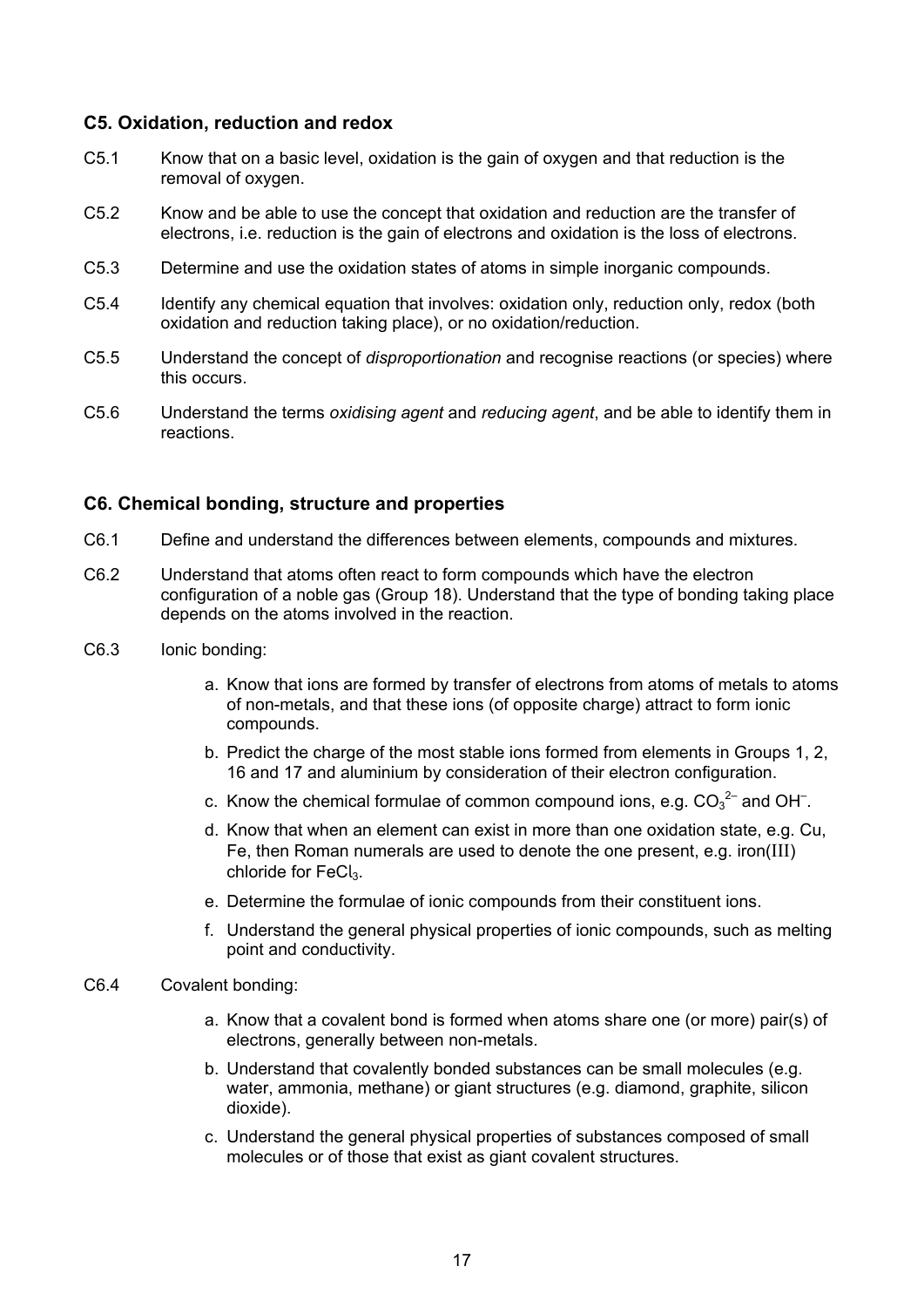### C5. Oxidation, reduction and redox

C5.1 Know that on a basic level, oxidation is the gain of oxygen and that reduction is the removal of oxygen.

C5.2 Know and be able to use the concept that oxidation and reduction are the transfer of electrons, i.e. reduction is the gain of electrons and oxidation is the loss of electrons.

C5.3 Determine and use the oxidation states of atoms in simple inorganic compounds.

C5.4 Identify any chemical equation that involves: oxidation only, reduction only, redox (both oxidation and reduction taking place), or no oxidation/reduction.

C5.5 Understand the concept of *disproportionation* and recognise reactions (or species) where this occurs.

C5.6 Understand the terms *oxidising agent* and *reducing agent*, and be able to identify them in reactions.

### C6. Chemical bonding, structure and properties

C6.1 Define and understand the differences between elements, compounds and mixtures.

C6.2 Understand that atoms often react to form compounds which have the electron configuration of a noble gas (Group 18). Understand that the type of bonding taking place depends on the atoms involved in the reaction.

C6.3 Ionic bonding:

a. Know that ions are formed by transfer of electrons from atoms of metals to atoms of non-metals, and that these ions (of opposite charge) attract to form ionic compounds.
b. Predict the charge of the most stable ions formed from elements in Groups 1, 2, 16 and 17 and aluminium by consideration of their electron configuration.
c. Know the chemical formulae of common compound ions, e.g. $CO_3^{2-}$ and $OH^-$.
d. Know that when an element can exist in more than one oxidation state, e.g. Cu, Fe, then Roman numerals are used to denote the one present, e.g. iron(III) chloride for $FeCl_3$.
e. Determine the formulae of ionic compounds from their constituent ions.
f. Understand the general physical properties of ionic compounds, such as melting point and conductivity.

C6.4 Covalent bonding:

a. Know that a covalent bond is formed when atoms share one (or more) pair(s) of electrons, generally between non-metals.
b. Understand that covalently bonded substances can be small molecules (e.g. water, ammonia, methane) or giant structures (e.g. diamond, graphite, silicon dioxide).
c. Understand the general physical properties of substances composed of small molecules or of those that exist as giant covalent structures.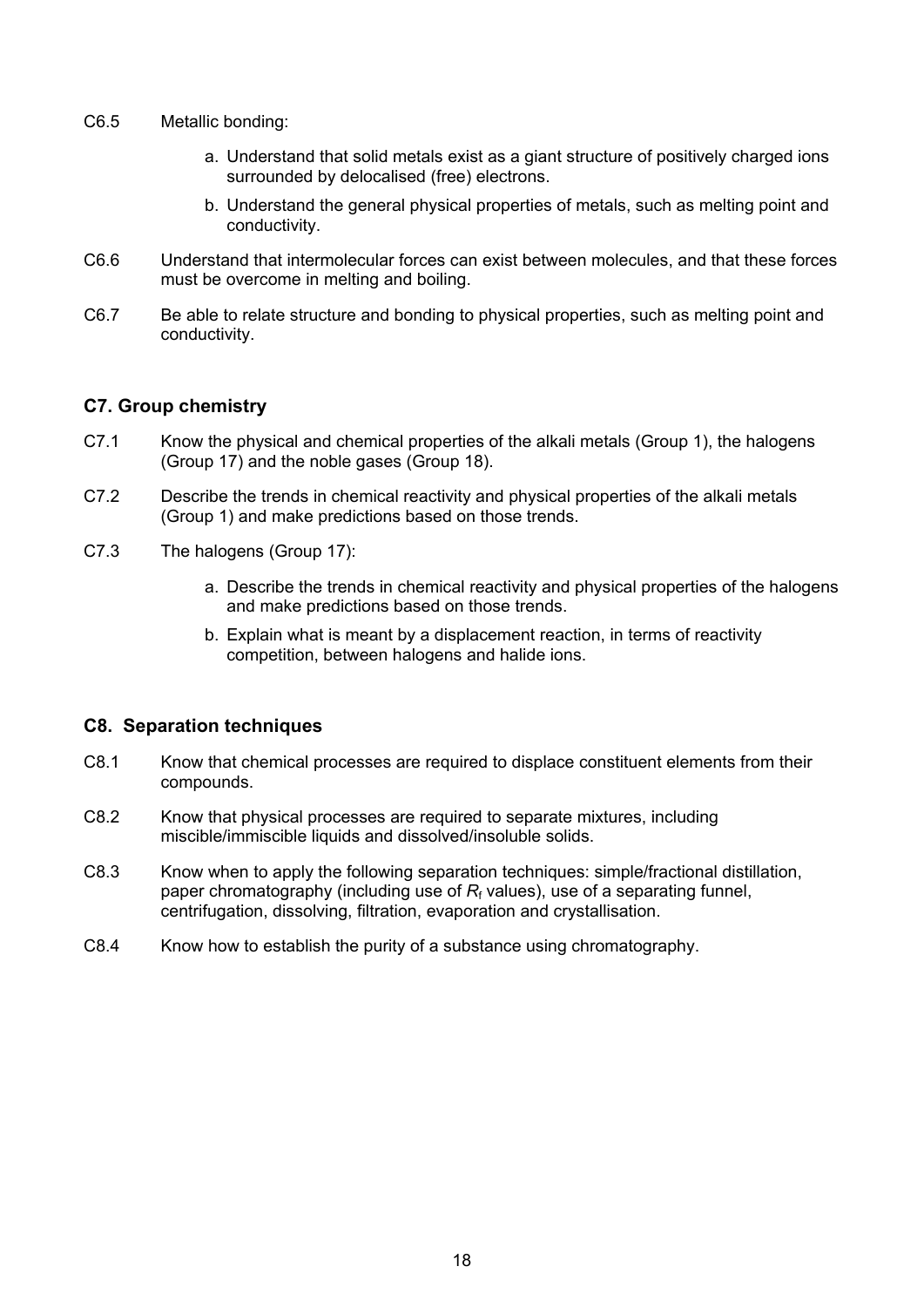C6.5 Metallic bonding:

a. Understand that solid metals exist as a giant structure of positively charged ions surrounded by delocalised (free) electrons.

b. Understand the general physical properties of metals, such as melting point and conductivity.

C6.6 Understand that intermolecular forces can exist between molecules, and that these forces must be overcome in melting and boiling.

C6.7 Be able to relate structure and bonding to physical properties, such as melting point and conductivity.

## C7. Group chemistry

C7.1 Know the physical and chemical properties of the alkali metals (Group 1), the halogens (Group 17) and the noble gases (Group 18).

C7.2 Describe the trends in chemical reactivity and physical properties of the alkali metals (Group 1) and make predictions based on those trends.

C7.3 The halogens (Group 17):

a. Describe the trends in chemical reactivity and physical properties of the halogens and make predictions based on those trends.

b. Explain what is meant by a displacement reaction, in terms of reactivity competition, between halogens and halide ions.

## C8. Separation techniques

C8.1 Know that chemical processes are required to displace constituent elements from their compounds.

C8.2 Know that physical processes are required to separate mixtures, including miscible/immiscible liquids and dissolved/insoluble solids.

C8.3 Know when to apply the following separation techniques: simple/fractional distillation, paper chromatography (including use of $R_f$ values), use of a separating funnel, centrifugation, dissolving, filtration, evaporation and crystallisation.

C8.4 Know how to establish the purity of a substance using chromatography.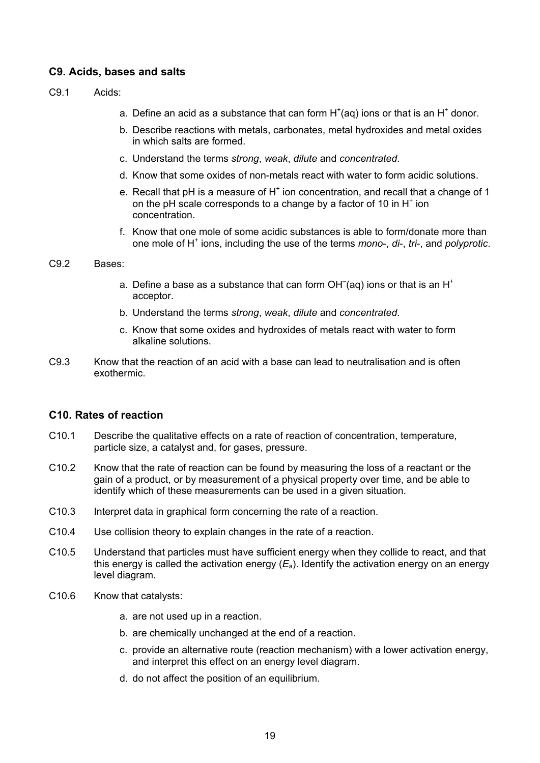### C9. Acids, bases and salts

C9.1 Acids:

a. Define an acid as a substance that can form $H^+(aq)$ ions or that is an $H^+$ donor.
b. Describe reactions with metals, carbonates, metal hydroxides and metal oxides in which salts are formed.
c. Understand the terms *strong*, *weak*, *dilute* and *concentrated*.
d. Know that some oxides of non-metals react with water to form acidic solutions.
e. Recall that pH is a measure of $H^+$ ion concentration, and recall that a change of 1 on the pH scale corresponds to a change by a factor of 10 in $H^+$ ion concentration.
f. Know that one mole of some acidic substances is able to form/donate more than one mole of $H^+$ ions, including the use of the terms *mono*-, *di*-, *tri*-, and *polyprotic*.

C9.2 Bases:

a. Define a base as a substance that can form $OH^-(aq)$ ions or that is an $H^+$ acceptor.
b. Understand the terms *strong*, *weak*, *dilute* and *concentrated*.
c. Know that some oxides and hydroxides of metals react with water to form alkaline solutions.

C9.3 Know that the reaction of an acid with a base can lead to neutralisation and is often exothermic.

### C10. Rates of reaction

C10.1 Describe the qualitative effects on a rate of reaction of concentration, temperature, particle size, a catalyst and, for gases, pressure.

C10.2 Know that the rate of reaction can be found by measuring the loss of a reactant or the gain of a product, or by measurement of a physical property over time, and be able to identify which of these measurements can be used in a given situation.

C10.3 Interpret data in graphical form concerning the rate of a reaction.

C10.4 Use collision theory to explain changes in the rate of a reaction.

C10.5 Understand that particles must have sufficient energy when they collide to react, and that this energy is called the activation energy ($E_a$). Identify the activation energy on an energy level diagram.

C10.6 Know that catalysts:

a. are not used up in a reaction.
b. are chemically unchanged at the end of a reaction.
c. provide an alternative route (reaction mechanism) with a lower activation energy, and interpret this effect on an energy level diagram.
d. do not affect the position of an equilibrium.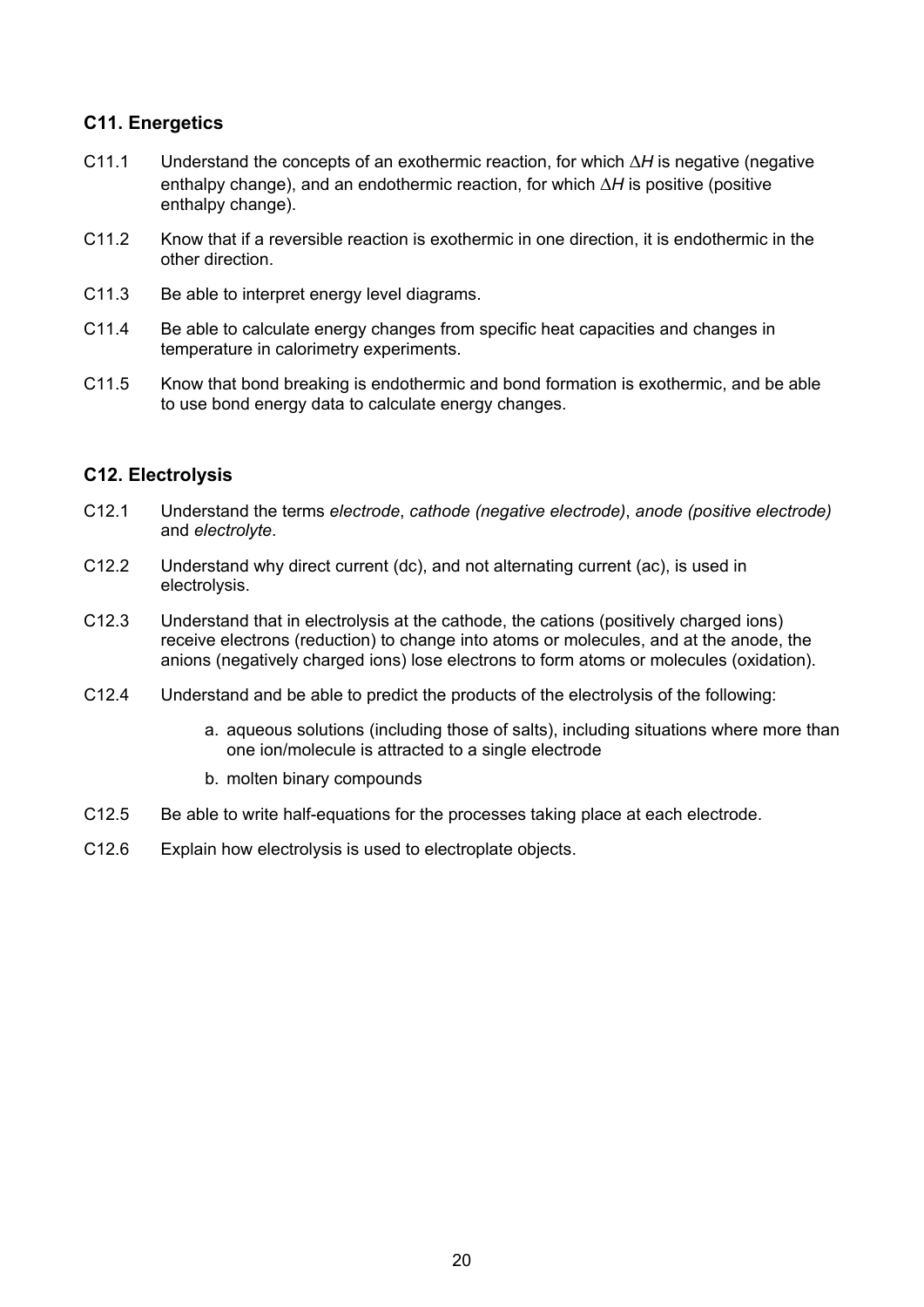### C11. Energetics

C11.1 Understand the concepts of an exothermic reaction, for which $\Delta H$ is negative (negative enthalpy change), and an endothermic reaction, for which $\Delta H$ is positive (positive enthalpy change).

C11.2 Know that if a reversible reaction is exothermic in one direction, it is endothermic in the other direction.

C11.3 Be able to interpret energy level diagrams.

C11.4 Be able to calculate energy changes from specific heat capacities and changes in temperature in calorimetry experiments.

C11.5 Know that bond breaking is endothermic and bond formation is exothermic, and be able to use bond energy data to calculate energy changes.

### C12. Electrolysis

C12.1 Understand the terms *electrode*, *cathode (negative electrode)*, *anode (positive electrode)* and *electrolyte*.

C12.2 Understand why direct current (dc), and not alternating current (ac), is used in electrolysis.

C12.3 Understand that in electrolysis at the cathode, the cations (positively charged ions) receive electrons (reduction) to change into atoms or molecules, and at the anode, the anions (negatively charged ions) lose electrons to form atoms or molecules (oxidation).

C12.4 Understand and be able to predict the products of the electrolysis of the following:

a. aqueous solutions (including those of salts), including situations where more than one ion/molecule is attracted to a single electrode

b. molten binary compounds

C12.5 Be able to write half-equations for the processes taking place at each electrode.

C12.6 Explain how electrolysis is used to electroplate objects.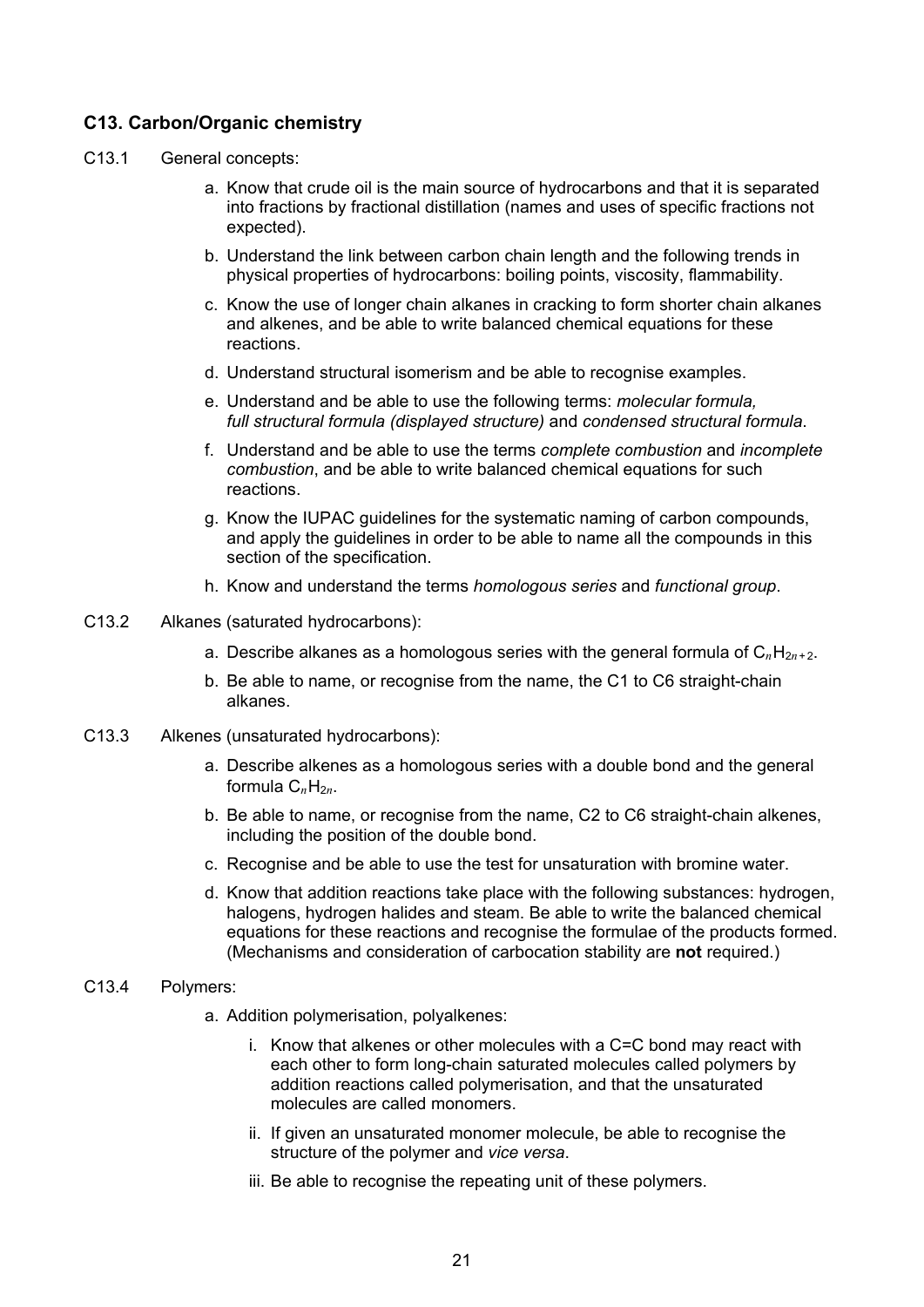## C13. Carbon/Organic chemistry

C13.1 General concepts:

a. Know that crude oil is the main source of hydrocarbons and that it is separated into fractions by fractional distillation (names and uses of specific fractions not expected).

b. Understand the link between carbon chain length and the following trends in physical properties of hydrocarbons: boiling points, viscosity, flammability.

c. Know the use of longer chain alkanes in cracking to form shorter chain alkanes and alkenes, and be able to write balanced chemical equations for these reactions.

d. Understand structural isomerism and be able to recognise examples.

e. Understand and be able to use the following terms: *molecular formula, full structural formula (displayed structure)* and *condensed structural formula*.

f. Understand and be able to use the terms *complete combustion* and *incomplete combustion*, and be able to write balanced chemical equations for such reactions.

g. Know the IUPAC guidelines for the systematic naming of carbon compounds, and apply the guidelines in order to be able to name all the compounds in this section of the specification.

h. Know and understand the terms *homologous series* and *functional group*.

C13.2 Alkanes (saturated hydrocarbons):

a. Describe alkanes as a homologous series with the general formula of $C_nH_{2n+2}$.

b. Be able to name, or recognise from the name, the C1 to C6 straight-chain alkanes.

C13.3 Alkenes (unsaturated hydrocarbons):

a. Describe alkenes as a homologous series with a double bond and the general formula $C_nH_{2n}$.

b. Be able to name, or recognise from the name, C2 to C6 straight-chain alkenes, including the position of the double bond.

c. Recognise and be able to use the test for unsaturation with bromine water.

d. Know that addition reactions take place with the following substances: hydrogen, halogens, hydrogen halides and steam. Be able to write the balanced chemical equations for these reactions and recognise the formulae of the products formed. (Mechanisms and consideration of carbocation stability are **not** required.)

C13.4 Polymers:

a. Addition polymerisation, polyalkenes:

   i. Know that alkenes or other molecules with a C=C bond may react with each other to form long-chain saturated molecules called polymers by addition reactions called polymerisation, and that the unsaturated molecules are called monomers.

   ii. If given an unsaturated monomer molecule, be able to recognise the structure of the polymer and *vice versa*.

   iii. Be able to recognise the repeating unit of these polymers.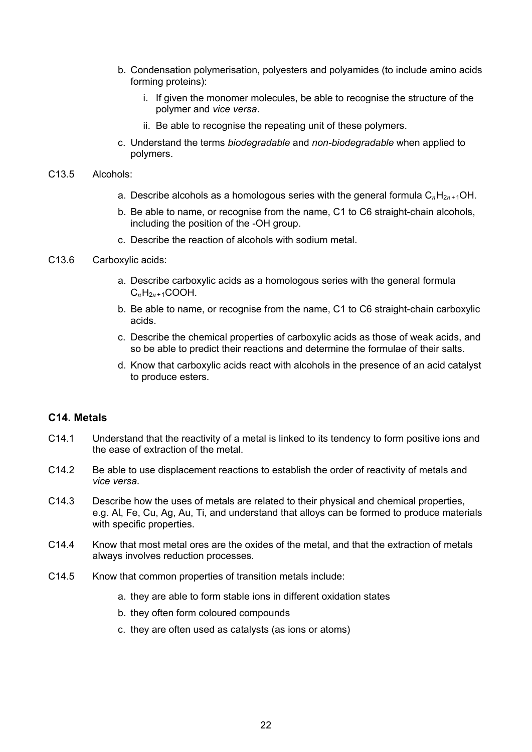b. Condensation polymerisation, polyesters and polyamides (to include amino acids forming proteins):

   i. If given the monomer molecules, be able to recognise the structure of the polymer and *vice versa*.

   ii. Be able to recognise the repeating unit of these polymers.

c. Understand the terms *biodegradable* and *non-biodegradable* when applied to polymers.

C13.5 Alcohols:

a. Describe alcohols as a homologous series with the general formula $C_nH_{2n+1}OH$.

b. Be able to name, or recognise from the name, C1 to C6 straight-chain alcohols, including the position of the -OH group.

c. Describe the reaction of alcohols with sodium metal.

C13.6 Carboxylic acids:

a. Describe carboxylic acids as a homologous series with the general formula $C_nH_{2n+1}COOH$.

b. Be able to name, or recognise from the name, C1 to C6 straight-chain carboxylic acids.

c. Describe the chemical properties of carboxylic acids as those of weak acids, and so be able to predict their reactions and determine the formulae of their salts.

d. Know that carboxylic acids react with alcohols in the presence of an acid catalyst to produce esters.

### C14. Metals

C14.1 Understand that the reactivity of a metal is linked to its tendency to form positive ions and the ease of extraction of the metal.

C14.2 Be able to use displacement reactions to establish the order of reactivity of metals and *vice versa*.

C14.3 Describe how the uses of metals are related to their physical and chemical properties, e.g. Al, Fe, Cu, Ag, Au, Ti, and understand that alloys can be formed to produce materials with specific properties.

C14.4 Know that most metal ores are the oxides of the metal, and that the extraction of metals always involves reduction processes.

C14.5 Know that common properties of transition metals include:

a. they are able to form stable ions in different oxidation states

b. they often form coloured compounds

c. they are often used as catalysts (as ions or atoms)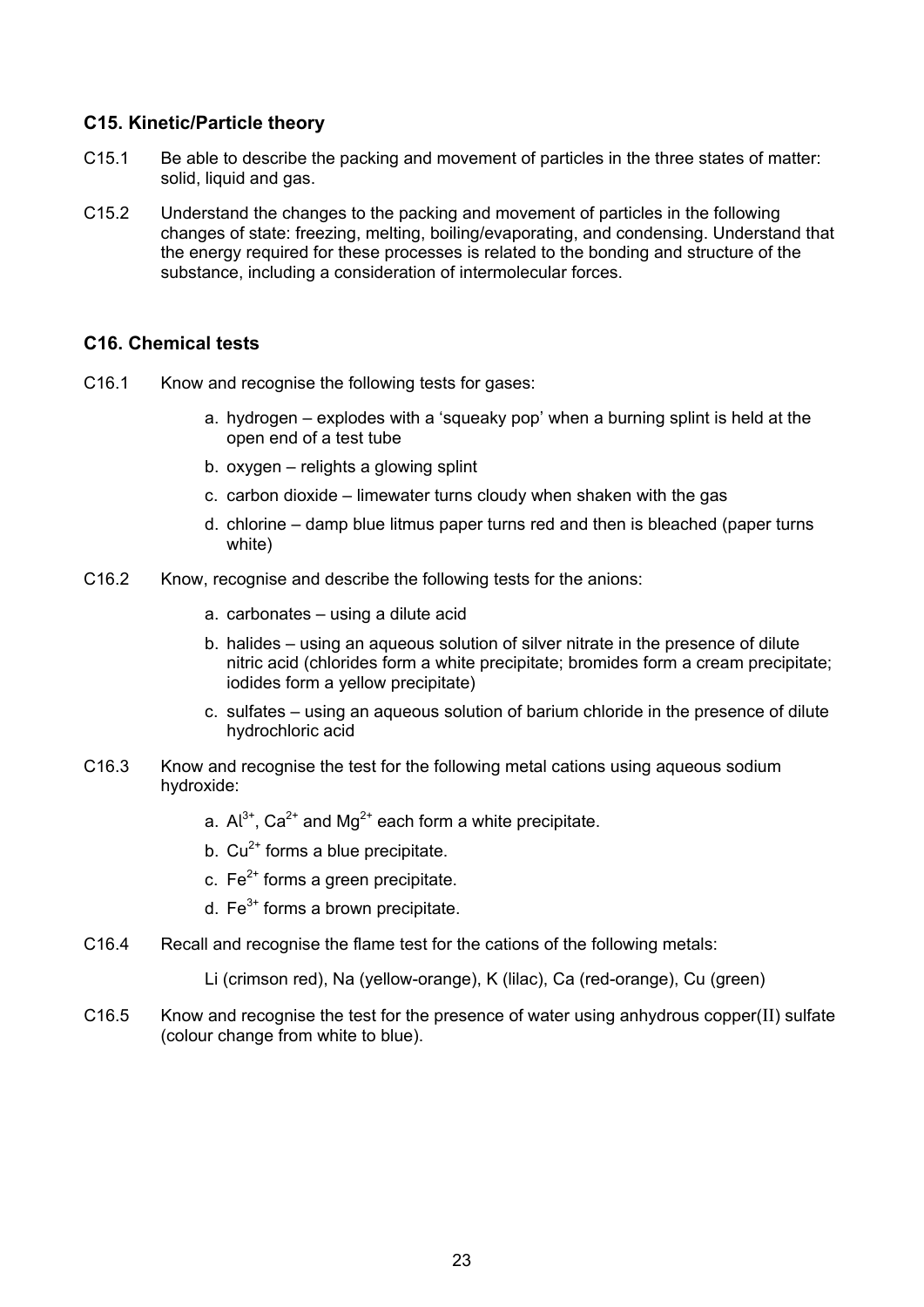## C15. Kinetic/Particle theory

C15.1 Be able to describe the packing and movement of particles in the three states of matter: solid, liquid and gas.

C15.2 Understand the changes to the packing and movement of particles in the following changes of state: freezing, melting, boiling/evaporating, and condensing. Understand that the energy required for these processes is related to the bonding and structure of the substance, including a consideration of intermolecular forces.

## C16. Chemical tests

C16.1 Know and recognise the following tests for gases:

- a. hydrogen – explodes with a 'squeaky pop' when a burning splint is held at the open end of a test tube
- b. oxygen – relights a glowing splint
- c. carbon dioxide – limewater turns cloudy when shaken with the gas
- d. chlorine – damp blue litmus paper turns red and then is bleached (paper turns white)

C16.2 Know, recognise and describe the following tests for the anions:

- a. carbonates – using a dilute acid
- b. halides – using an aqueous solution of silver nitrate in the presence of dilute nitric acid (chlorides form a white precipitate; bromides form a cream precipitate; iodides form a yellow precipitate)
- c. sulfates – using an aqueous solution of barium chloride in the presence of dilute hydrochloric acid

C16.3 Know and recognise the test for the following metal cations using aqueous sodium hydroxide:

- a. $Al^{3+}$, $Ca^{2+}$ and $Mg^{2+}$ each form a white precipitate.
- b. $Cu^{2+}$ forms a blue precipitate.
- c. $Fe^{2+}$ forms a green precipitate.
- d. $Fe^{3+}$ forms a brown precipitate.

C16.4 Recall and recognise the flame test for the cations of the following metals:

Li (crimson red), Na (yellow-orange), K (lilac), Ca (red-orange), Cu (green)

C16.5 Know and recognise the test for the presence of water using anhydrous copper(II) sulfate (colour change from white to blue).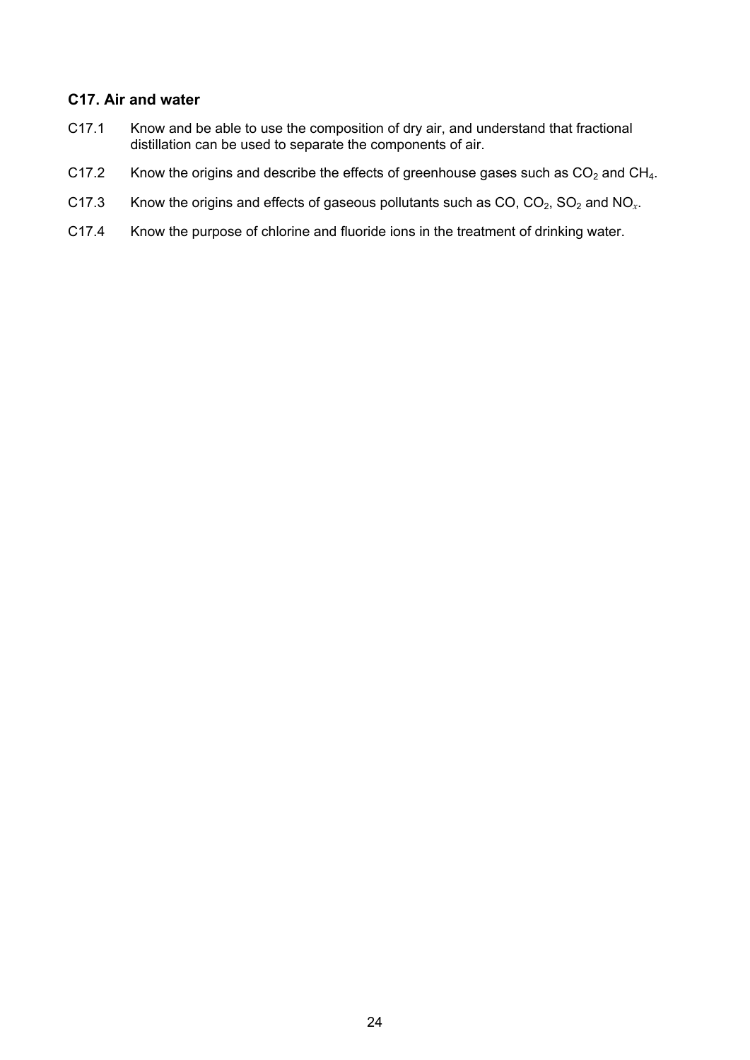### C17. Air and water

C17.1 Know and be able to use the composition of dry air, and understand that fractional distillation can be used to separate the components of air.

C17.2 Know the origins and describe the effects of greenhouse gases such as $CO_2$ and $CH_4$.

C17.3 Know the origins and effects of gaseous pollutants such as CO, $CO_2$, $SO_2$ and $NO_x$.

C17.4 Know the purpose of chlorine and fluoride ions in the treatment of drinking water.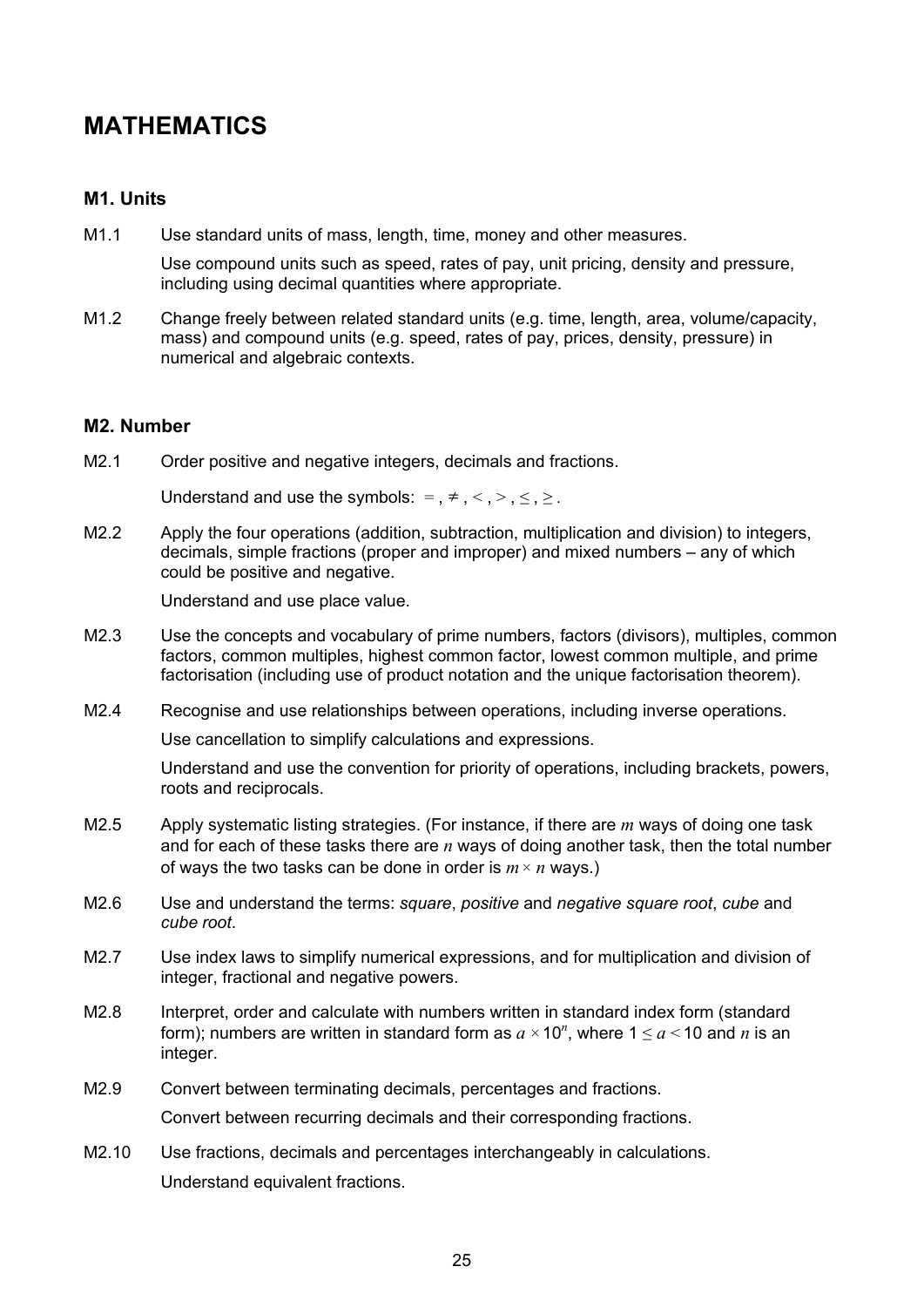# MATHEMATICS

## M1. Units

M1.1 Use standard units of mass, length, time, money and other measures.

Use compound units such as speed, rates of pay, unit pricing, density and pressure, including using decimal quantities where appropriate.

M1.2 Change freely between related standard units (e.g. time, length, area, volume/capacity, mass) and compound units (e.g. speed, rates of pay, prices, density, pressure) in numerical and algebraic contexts.

## M2. Number

M2.1 Order positive and negative integers, decimals and fractions.

Understand and use the symbols: $=$, $\neq$, $<$, $>$, $\leq$, $\geq$.

M2.2 Apply the four operations (addition, subtraction, multiplication and division) to integers, decimals, simple fractions (proper and improper) and mixed numbers – any of which could be positive and negative.

Understand and use place value.

M2.3 Use the concepts and vocabulary of prime numbers, factors (divisors), multiples, common factors, common multiples, highest common factor, lowest common multiple, and prime factorisation (including use of product notation and the unique factorisation theorem).

M2.4 Recognise and use relationships between operations, including inverse operations.

Use cancellation to simplify calculations and expressions.

Understand and use the convention for priority of operations, including brackets, powers, roots and reciprocals.

M2.5 Apply systematic listing strategies. (For instance, if there are $m$ ways of doing one task and for each of these tasks there are $n$ ways of doing another task, then the total number of ways the two tasks can be done in order is $m \times n$ ways.)

M2.6 Use and understand the terms: *square*, *positive* and *negative square root*, *cube* and *cube root*.

M2.7 Use index laws to simplify numerical expressions, and for multiplication and division of integer, fractional and negative powers.

M2.8 Interpret, order and calculate with numbers written in standard index form (standard form); numbers are written in standard form as $a \times 10^n$, where $1 \leq a < 10$ and $n$ is an integer.

M2.9 Convert between terminating decimals, percentages and fractions.

Convert between recurring decimals and their corresponding fractions.

M2.10 Use fractions, decimals and percentages interchangeably in calculations.

Understand equivalent fractions.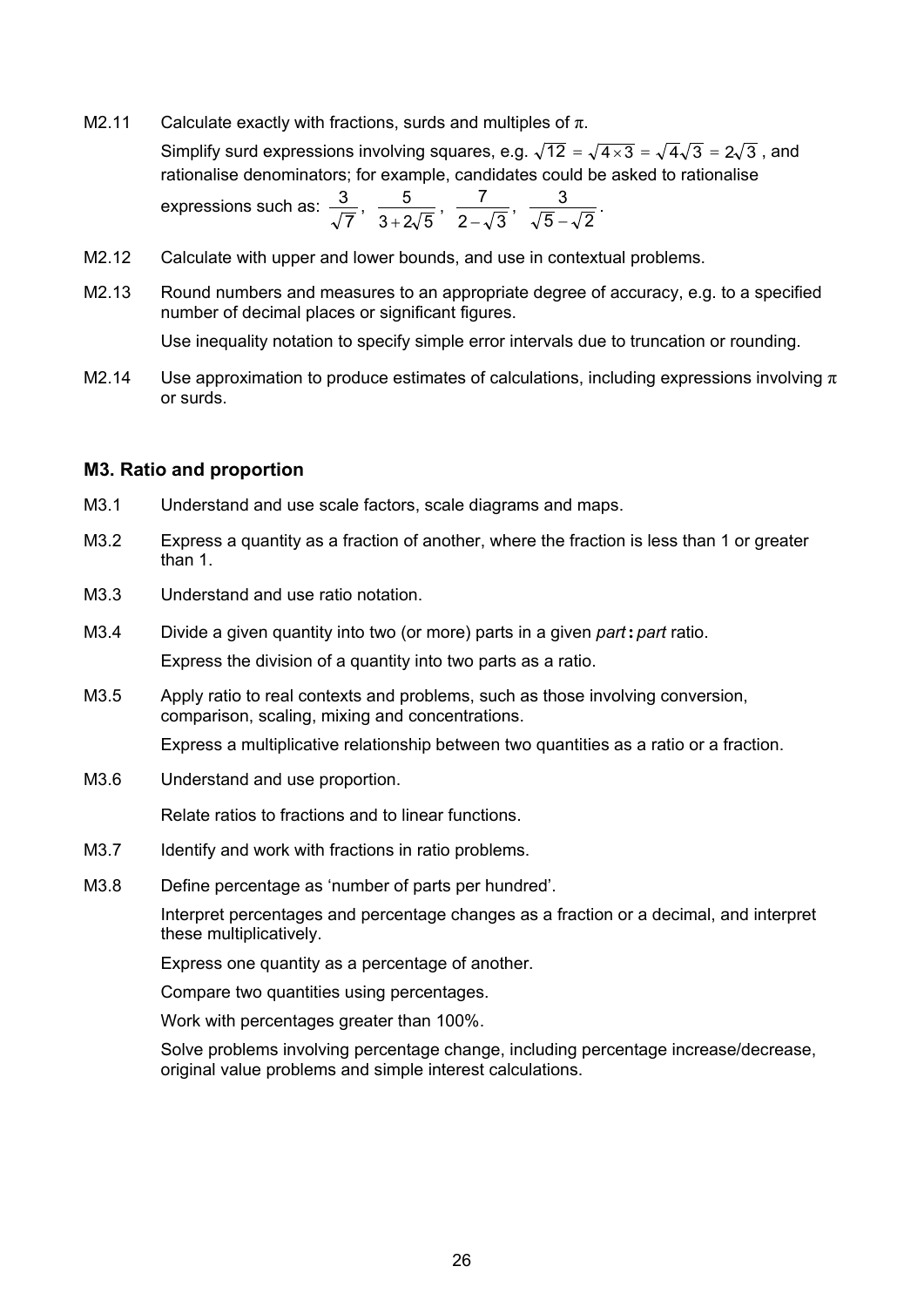M2.11 Calculate exactly with fractions, surds and multiples of $\pi$.

Simplify surd expressions involving squares, e.g. $\sqrt{12} = \sqrt{4 \times 3} = \sqrt{4}\sqrt{3} = 2\sqrt{3}$, and rationalise denominators; for example, candidates could be asked to rationalise expressions such as: $\frac{3}{\sqrt{7}}$, $\frac{5}{3+2\sqrt{5}}$, $\frac{7}{2-\sqrt{3}}$, $\frac{3}{\sqrt{5}-\sqrt{2}}$.

M2.12 Calculate with upper and lower bounds, and use in contextual problems.

M2.13 Round numbers and measures to an appropriate degree of accuracy, e.g. to a specified number of decimal places or significant figures.

Use inequality notation to specify simple error intervals due to truncation or rounding.

M2.14 Use approximation to produce estimates of calculations, including expressions involving $\pi$ or surds.

## M3. Ratio and proportion

M3.1 Understand and use scale factors, scale diagrams and maps.

M3.2 Express a quantity as a fraction of another, where the fraction is less than 1 or greater than 1.

M3.3 Understand and use ratio notation.

M3.4 Divide a given quantity into two (or more) parts in a given *part* **:** *part* ratio.

Express the division of a quantity into two parts as a ratio.

M3.5 Apply ratio to real contexts and problems, such as those involving conversion, comparison, scaling, mixing and concentrations.

Express a multiplicative relationship between two quantities as a ratio or a fraction.

M3.6 Understand and use proportion.

Relate ratios to fractions and to linear functions.

M3.7 Identify and work with fractions in ratio problems.

M3.8 Define percentage as 'number of parts per hundred'.

Interpret percentages and percentage changes as a fraction or a decimal, and interpret these multiplicatively.

Express one quantity as a percentage of another.

Compare two quantities using percentages.

Work with percentages greater than 100%.

Solve problems involving percentage change, including percentage increase/decrease, original value problems and simple interest calculations.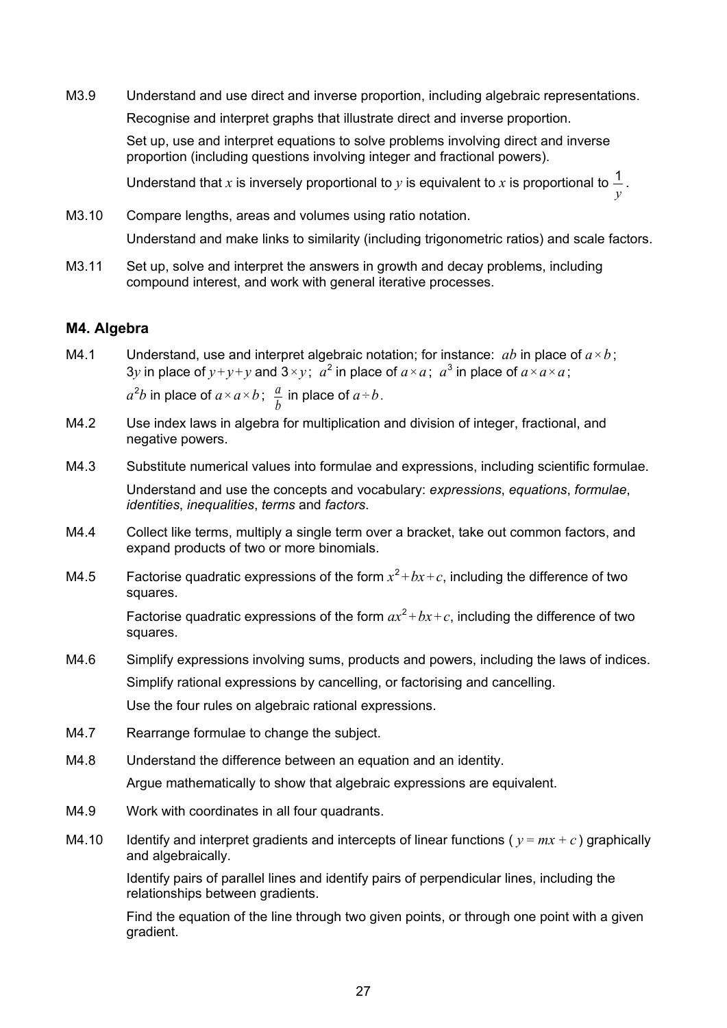M3.9 Understand and use direct and inverse proportion, including algebraic representations.

Recognise and interpret graphs that illustrate direct and inverse proportion.

Set up, use and interpret equations to solve problems involving direct and inverse proportion (including questions involving integer and fractional powers).

Understand that $x$ is inversely proportional to $y$ is equivalent to $x$ is proportional to $\frac{1}{y}$.

M3.10 Compare lengths, areas and volumes using ratio notation.

Understand and make links to similarity (including trigonometric ratios) and scale factors.

M3.11 Set up, solve and interpret the answers in growth and decay problems, including compound interest, and work with general iterative processes.

### M4. Algebra

M4.1 Understand, use and interpret algebraic notation; for instance: $ab$ in place of $a \times b$; $3y$ in place of $y + y + y$ and $3 \times y$; $a^2$ in place of $a \times a$; $a^3$ in place of $a \times a \times a$; $a^2b$ in place of $a \times a \times b$; $\frac{a}{b}$ in place of $a \div b$.

M4.2 Use index laws in algebra for multiplication and division of integer, fractional, and negative powers.

M4.3 Substitute numerical values into formulae and expressions, including scientific formulae.

Understand and use the concepts and vocabulary: *expressions*, *equations*, *formulae*, *identities*, *inequalities*, *terms* and *factors*.

M4.4 Collect like terms, multiply a single term over a bracket, take out common factors, and expand products of two or more binomials.

M4.5 Factorise quadratic expressions of the form $x^2 + bx + c$, including the difference of two squares.

Factorise quadratic expressions of the form $ax^2 + bx + c$, including the difference of two squares.

M4.6 Simplify expressions involving sums, products and powers, including the laws of indices.

Simplify rational expressions by cancelling, or factorising and cancelling.

Use the four rules on algebraic rational expressions.

M4.7 Rearrange formulae to change the subject.

M4.8 Understand the difference between an equation and an identity.

Argue mathematically to show that algebraic expressions are equivalent.

M4.9 Work with coordinates in all four quadrants.

M4.10 Identify and interpret gradients and intercepts of linear functions ( $y = mx + c$ ) graphically and algebraically.

Identify pairs of parallel lines and identify pairs of perpendicular lines, including the relationships between gradients.

Find the equation of the line through two given points, or through one point with a given gradient.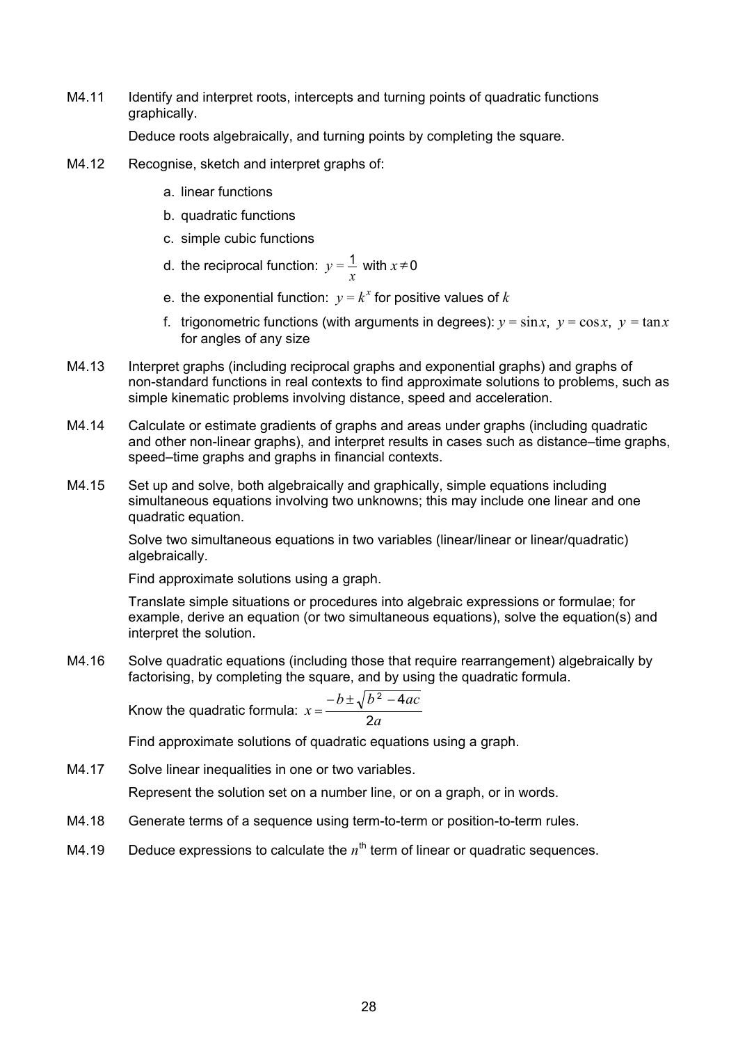M4.11 Identify and interpret roots, intercepts and turning points of quadratic functions graphically.

Deduce roots algebraically, and turning points by completing the square.

M4.12 Recognise, sketch and interpret graphs of:

a. linear functions

b. quadratic functions

c. simple cubic functions

d. the reciprocal function: $y = \frac{1}{x}$ with $x \neq 0$

e. the exponential function: $y = k^x$ for positive values of $k$

f. trigonometric functions (with arguments in degrees): $y = \sin x$, $y = \cos x$, $y = \tan x$ for angles of any size

M4.13 Interpret graphs (including reciprocal graphs and exponential graphs) and graphs of non-standard functions in real contexts to find approximate solutions to problems, such as simple kinematic problems involving distance, speed and acceleration.

M4.14 Calculate or estimate gradients of graphs and areas under graphs (including quadratic and other non-linear graphs), and interpret results in cases such as distance–time graphs, speed–time graphs and graphs in financial contexts.

M4.15 Set up and solve, both algebraically and graphically, simple equations including simultaneous equations involving two unknowns; this may include one linear and one quadratic equation.

Solve two simultaneous equations in two variables (linear/linear or linear/quadratic) algebraically.

Find approximate solutions using a graph.

Translate simple situations or procedures into algebraic expressions or formulae; for example, derive an equation (or two simultaneous equations), solve the equation(s) and interpret the solution.

M4.16 Solve quadratic equations (including those that require rearrangement) algebraically by factorising, by completing the square, and by using the quadratic formula.

Know the quadratic formula: $x = \frac{-b \pm \sqrt{b^2 - 4ac}}{2a}$

Find approximate solutions of quadratic equations using a graph.

M4.17 Solve linear inequalities in one or two variables.

Represent the solution set on a number line, or on a graph, or in words.

M4.18 Generate terms of a sequence using term-to-term or position-to-term rules.

M4.19 Deduce expressions to calculate the $n^{\text{th}}$ term of linear or quadratic sequences.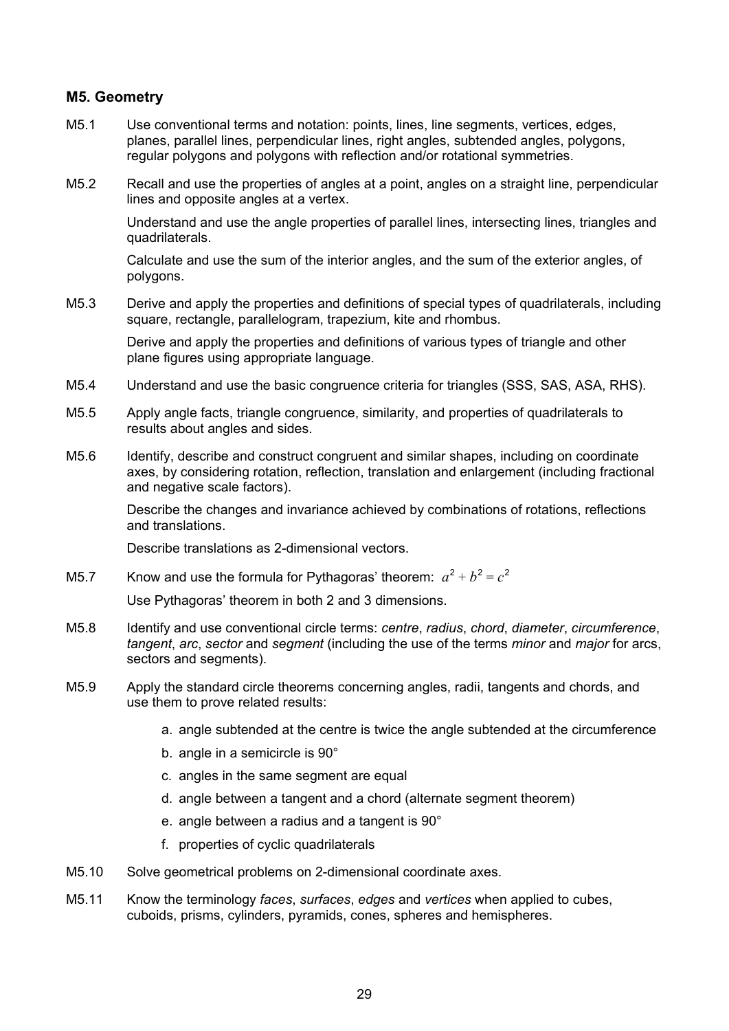### M5. Geometry

**M5.1** Use conventional terms and notation: points, lines, line segments, vertices, edges, planes, parallel lines, perpendicular lines, right angles, subtended angles, polygons, regular polygons and polygons with reflection and/or rotational symmetries.

**M5.2** Recall and use the properties of angles at a point, angles on a straight line, perpendicular lines and opposite angles at a vertex.

Understand and use the angle properties of parallel lines, intersecting lines, triangles and quadrilaterals.

Calculate and use the sum of the interior angles, and the sum of the exterior angles, of polygons.

**M5.3** Derive and apply the properties and definitions of special types of quadrilaterals, including square, rectangle, parallelogram, trapezium, kite and rhombus.

Derive and apply the properties and definitions of various types of triangle and other plane figures using appropriate language.

**M5.4** Understand and use the basic congruence criteria for triangles (SSS, SAS, ASA, RHS).

**M5.5** Apply angle facts, triangle congruence, similarity, and properties of quadrilaterals to results about angles and sides.

**M5.6** Identify, describe and construct congruent and similar shapes, including on coordinate axes, by considering rotation, reflection, translation and enlargement (including fractional and negative scale factors).

Describe the changes and invariance achieved by combinations of rotations, reflections and translations.

Describe translations as 2-dimensional vectors.

**M5.7** Know and use the formula for Pythagoras' theorem: $a^2 + b^2 = c^2$

Use Pythagoras' theorem in both 2 and 3 dimensions.

**M5.8** Identify and use conventional circle terms: *centre*, *radius*, *chord*, *diameter*, *circumference*, *tangent*, *arc*, *sector* and *segment* (including the use of the terms *minor* and *major* for arcs, sectors and segments).

**M5.9** Apply the standard circle theorems concerning angles, radii, tangents and chords, and use them to prove related results:

a. angle subtended at the centre is twice the angle subtended at the circumference
b. angle in a semicircle is 90°
c. angles in the same segment are equal
d. angle between a tangent and a chord (alternate segment theorem)
e. angle between a radius and a tangent is 90°
f. properties of cyclic quadrilaterals

**M5.10** Solve geometrical problems on 2-dimensional coordinate axes.

**M5.11** Know the terminology *faces*, *surfaces*, *edges* and *vertices* when applied to cubes, cuboids, prisms, cylinders, pyramids, cones, spheres and hemispheres.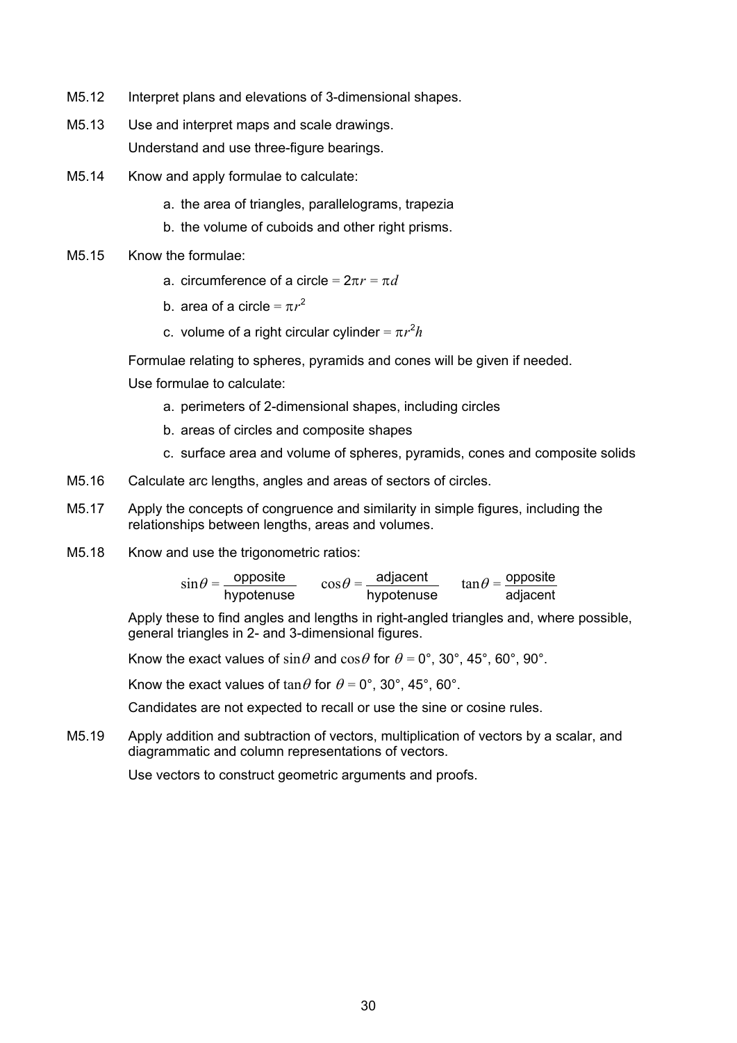M5.12 Interpret plans and elevations of 3-dimensional shapes.

M5.13 Use and interpret maps and scale drawings.

Understand and use three-figure bearings.

M5.14 Know and apply formulae to calculate:

a. the area of triangles, parallelograms, trapezia

b. the volume of cuboids and other right prisms.

M5.15 Know the formulae:

a. circumference of a circle = $2\pi r = \pi d$

b. area of a circle = $\pi r^2$

c. volume of a right circular cylinder = $\pi r^2 h$

Formulae relating to spheres, pyramids and cones will be given if needed.

Use formulae to calculate:

a. perimeters of 2-dimensional shapes, including circles

b. areas of circles and composite shapes

c. surface area and volume of spheres, pyramids, cones and composite solids

M5.16 Calculate arc lengths, angles and areas of sectors of circles.

M5.17 Apply the concepts of congruence and similarity in simple figures, including the relationships between lengths, areas and volumes.

M5.18 Know and use the trigonometric ratios:

$$\sin\theta = \frac{\text{opposite}}{\text{hypotenuse}} \qquad \cos\theta = \frac{\text{adjacent}}{\text{hypotenuse}} \qquad \tan\theta = \frac{\text{opposite}}{\text{adjacent}}$$

Apply these to find angles and lengths in right-angled triangles and, where possible, general triangles in 2- and 3-dimensional figures.

Know the exact values of $\sin\theta$ and $\cos\theta$ for $\theta$ = 0°, 30°, 45°, 60°, 90°.

Know the exact values of $\tan\theta$ for $\theta$ = 0°, 30°, 45°, 60°.

Candidates are not expected to recall or use the sine or cosine rules.

M5.19 Apply addition and subtraction of vectors, multiplication of vectors by a scalar, and diagrammatic and column representations of vectors.

Use vectors to construct geometric arguments and proofs.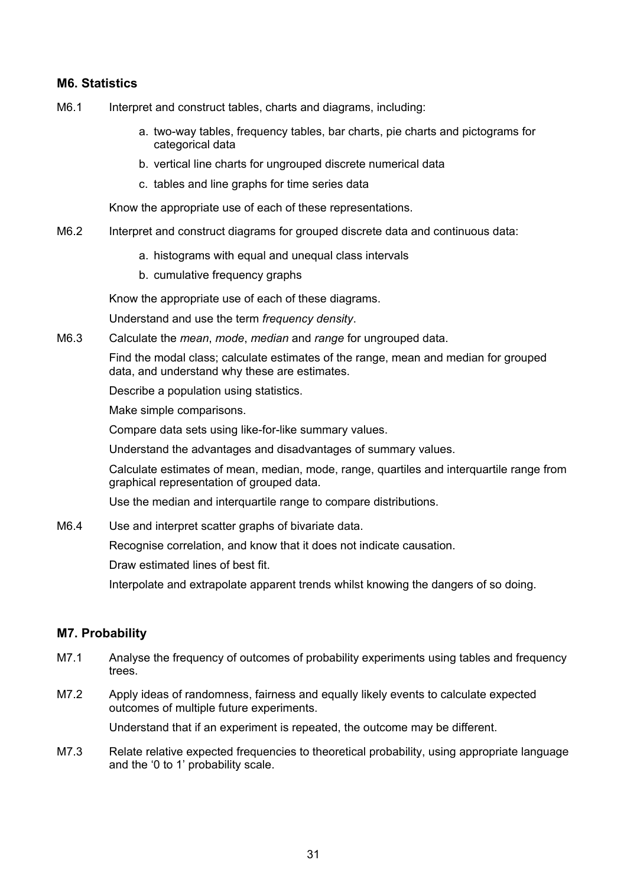### M6. Statistics

M6.1 Interpret and construct tables, charts and diagrams, including:

a. two-way tables, frequency tables, bar charts, pie charts and pictograms for categorical data
b. vertical line charts for ungrouped discrete numerical data
c. tables and line graphs for time series data

Know the appropriate use of each of these representations.

M6.2 Interpret and construct diagrams for grouped discrete data and continuous data:

a. histograms with equal and unequal class intervals
b. cumulative frequency graphs

Know the appropriate use of each of these diagrams.

Understand and use the term *frequency density*.

M6.3 Calculate the *mean*, *mode*, *median* and *range* for ungrouped data.

Find the modal class; calculate estimates of the range, mean and median for grouped data, and understand why these are estimates.

Describe a population using statistics.

Make simple comparisons.

Compare data sets using like-for-like summary values.

Understand the advantages and disadvantages of summary values.

Calculate estimates of mean, median, mode, range, quartiles and interquartile range from graphical representation of grouped data.

Use the median and interquartile range to compare distributions.

M6.4 Use and interpret scatter graphs of bivariate data.

Recognise correlation, and know that it does not indicate causation.

Draw estimated lines of best fit.

Interpolate and extrapolate apparent trends whilst knowing the dangers of so doing.

### M7. Probability

M7.1 Analyse the frequency of outcomes of probability experiments using tables and frequency trees.

M7.2 Apply ideas of randomness, fairness and equally likely events to calculate expected outcomes of multiple future experiments.

Understand that if an experiment is repeated, the outcome may be different.

M7.3 Relate relative expected frequencies to theoretical probability, using appropriate language and the '0 to 1' probability scale.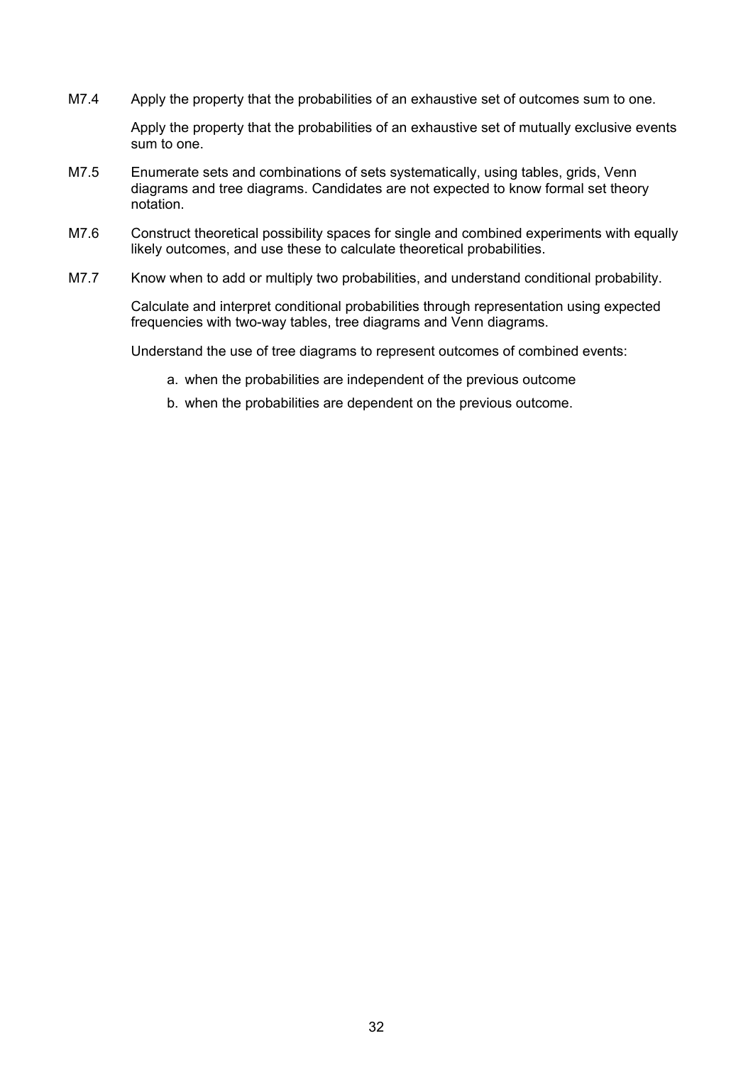M7.4 Apply the property that the probabilities of an exhaustive set of outcomes sum to one.

Apply the property that the probabilities of an exhaustive set of mutually exclusive events sum to one.

M7.5 Enumerate sets and combinations of sets systematically, using tables, grids, Venn diagrams and tree diagrams. Candidates are not expected to know formal set theory notation.

M7.6 Construct theoretical possibility spaces for single and combined experiments with equally likely outcomes, and use these to calculate theoretical probabilities.

M7.7 Know when to add or multiply two probabilities, and understand conditional probability.

Calculate and interpret conditional probabilities through representation using expected frequencies with two-way tables, tree diagrams and Venn diagrams.

Understand the use of tree diagrams to represent outcomes of combined events:

a. when the probabilities are independent of the previous outcome
b. when the probabilities are dependent on the previous outcome.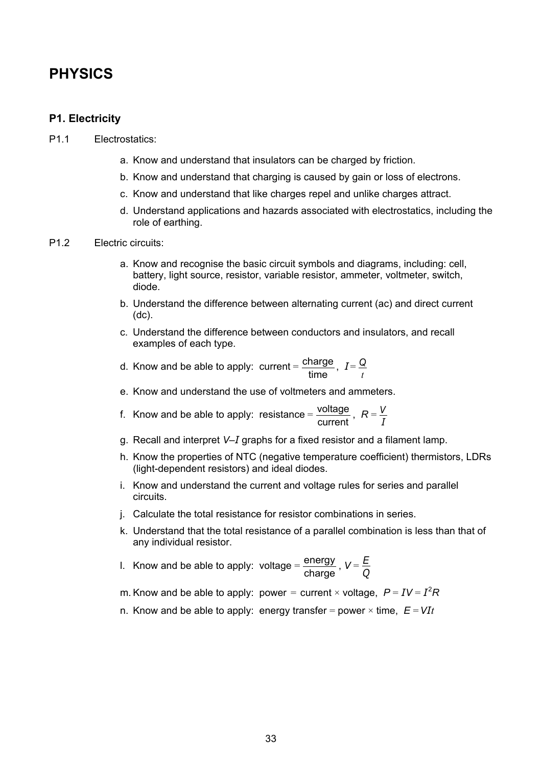# PHYSICS

## P1. Electricity

P1.1 Electrostatics:

a. Know and understand that insulators can be charged by friction.

b. Know and understand that charging is caused by gain or loss of electrons.

c. Know and understand that like charges repel and unlike charges attract.

d. Understand applications and hazards associated with electrostatics, including the role of earthing.

P1.2 Electric circuits:

a. Know and recognise the basic circuit symbols and diagrams, including: cell, battery, light source, resistor, variable resistor, ammeter, voltmeter, switch, diode.

b. Understand the difference between alternating current (ac) and direct current (dc).

c. Understand the difference between conductors and insulators, and recall examples of each type.

d. Know and be able to apply: current $= \frac{\text{charge}}{\text{time}}$, $I = \frac{Q}{t}$

e. Know and understand the use of voltmeters and ammeters.

f. Know and be able to apply: resistance $= \frac{\text{voltage}}{\text{current}}$, $R = \frac{V}{I}$

g. Recall and interpret $V$–$I$ graphs for a fixed resistor and a filament lamp.

h. Know the properties of NTC (negative temperature coefficient) thermistors, LDRs (light-dependent resistors) and ideal diodes.

i. Know and understand the current and voltage rules for series and parallel circuits.

j. Calculate the total resistance for resistor combinations in series.

k. Understand that the total resistance of a parallel combination is less than that of any individual resistor.

l. Know and be able to apply: voltage $= \frac{\text{energy}}{\text{charge}}$, $V = \frac{E}{Q}$

m. Know and be able to apply: power = current × voltage, $P = IV = I^2R$

n. Know and be able to apply: energy transfer = power × time, $E = VIt$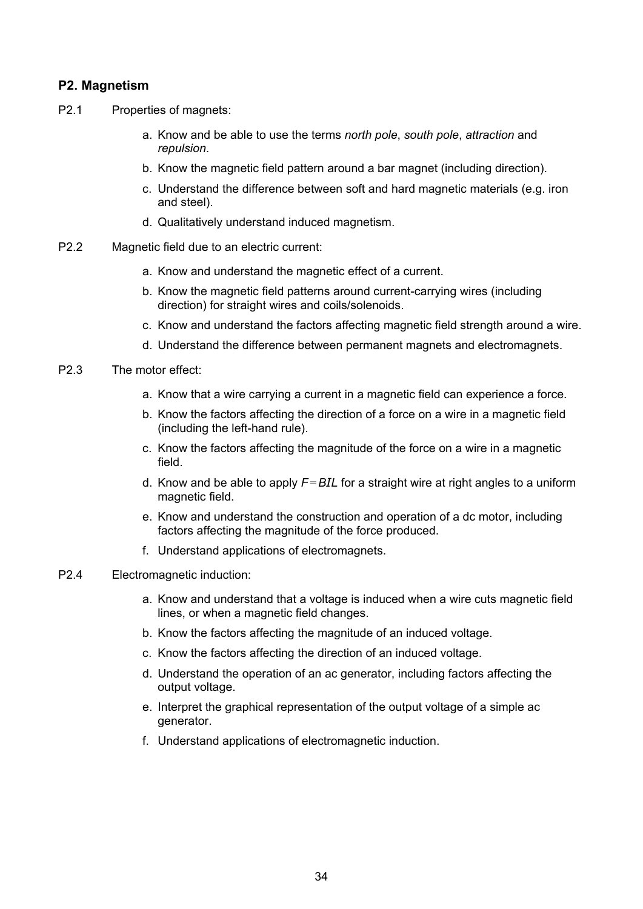### P2. Magnetism

P2.1 Properties of magnets:

a. Know and be able to use the terms *north pole*, *south pole*, *attraction* and *repulsion*.
b. Know the magnetic field pattern around a bar magnet (including direction).
c. Understand the difference between soft and hard magnetic materials (e.g. iron and steel).
d. Qualitatively understand induced magnetism.

P2.2 Magnetic field due to an electric current:

a. Know and understand the magnetic effect of a current.
b. Know the magnetic field patterns around current-carrying wires (including direction) for straight wires and coils/solenoids.
c. Know and understand the factors affecting magnetic field strength around a wire.
d. Understand the difference between permanent magnets and electromagnets.

P2.3 The motor effect:

a. Know that a wire carrying a current in a magnetic field can experience a force.
b. Know the factors affecting the direction of a force on a wire in a magnetic field (including the left-hand rule).
c. Know the factors affecting the magnitude of the force on a wire in a magnetic field.
d. Know and be able to apply $F = BIL$ for a straight wire at right angles to a uniform magnetic field.
e. Know and understand the construction and operation of a dc motor, including factors affecting the magnitude of the force produced.
f. Understand applications of electromagnets.

P2.4 Electromagnetic induction:

a. Know and understand that a voltage is induced when a wire cuts magnetic field lines, or when a magnetic field changes.
b. Know the factors affecting the magnitude of an induced voltage.
c. Know the factors affecting the direction of an induced voltage.
d. Understand the operation of an ac generator, including factors affecting the output voltage.
e. Interpret the graphical representation of the output voltage of a simple ac generator.
f. Understand applications of electromagnetic induction.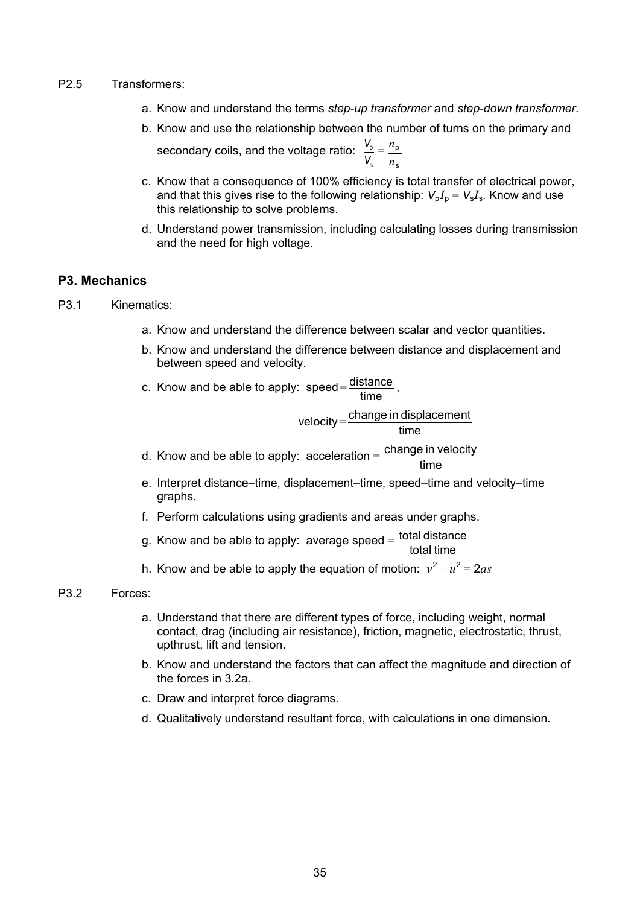P2.5 Transformers:

a. Know and understand the terms *step-up transformer* and *step-down transformer*.

b. Know and use the relationship between the number of turns on the primary and secondary coils, and the voltage ratio: $\frac{V_p}{V_s} = \frac{n_p}{n_s}$

c. Know that a consequence of 100% efficiency is total transfer of electrical power, and that this gives rise to the following relationship: $V_p I_p = V_s I_s$. Know and use this relationship to solve problems.

d. Understand power transmission, including calculating losses during transmission and the need for high voltage.

## P3. Mechanics

P3.1 Kinematics:

a. Know and understand the difference between scalar and vector quantities.

b. Know and understand the difference between distance and displacement and between speed and velocity.

c. Know and be able to apply: $\text{speed} = \frac{\text{distance}}{\text{time}}$,

$$\text{velocity} = \frac{\text{change in displacement}}{\text{time}}$$

d. Know and be able to apply: $\text{acceleration} = \frac{\text{change in velocity}}{\text{time}}$

e. Interpret distance–time, displacement–time, speed–time and velocity–time graphs.

f. Perform calculations using gradients and areas under graphs.

g. Know and be able to apply: $\text{average speed} = \frac{\text{total distance}}{\text{total time}}$

h. Know and be able to apply the equation of motion: $v^2 - u^2 = 2as$

P3.2 Forces:

a. Understand that there are different types of force, including weight, normal contact, drag (including air resistance), friction, magnetic, electrostatic, thrust, upthrust, lift and tension.

b. Know and understand the factors that can affect the magnitude and direction of the forces in 3.2a.

c. Draw and interpret force diagrams.

d. Qualitatively understand resultant force, with calculations in one dimension.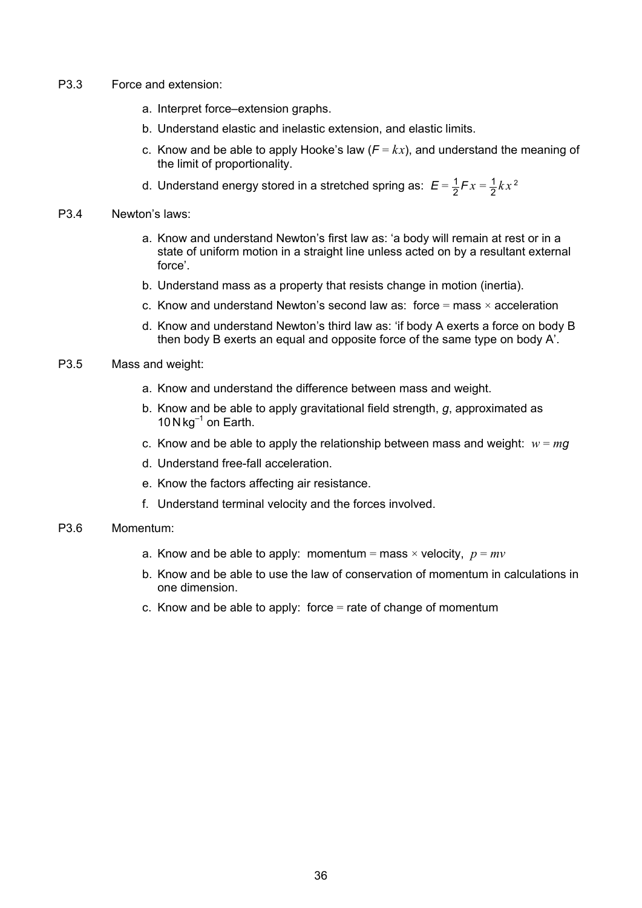P3.3 Force and extension:

a. Interpret force–extension graphs.

b. Understand elastic and inelastic extension, and elastic limits.

c. Know and be able to apply Hooke's law ($F = kx$), and understand the meaning of the limit of proportionality.

d. Understand energy stored in a stretched spring as: $E = \frac{1}{2}Fx = \frac{1}{2}kx^2$

P3.4 Newton's laws:

a. Know and understand Newton's first law as: 'a body will remain at rest or in a state of uniform motion in a straight line unless acted on by a resultant external force'.

b. Understand mass as a property that resists change in motion (inertia).

c. Know and understand Newton's second law as: force = mass × acceleration

d. Know and understand Newton's third law as: 'if body A exerts a force on body B then body B exerts an equal and opposite force of the same type on body A'.

P3.5 Mass and weight:

a. Know and understand the difference between mass and weight.

b. Know and be able to apply gravitational field strength, $g$, approximated as $10\,\text{N}\,\text{kg}^{-1}$ on Earth.

c. Know and be able to apply the relationship between mass and weight: $w = mg$

d. Understand free-fall acceleration.

e. Know the factors affecting air resistance.

f. Understand terminal velocity and the forces involved.

P3.6 Momentum:

a. Know and be able to apply: momentum = mass × velocity, $p = mv$

b. Know and be able to use the law of conservation of momentum in calculations in one dimension.

c. Know and be able to apply: force = rate of change of momentum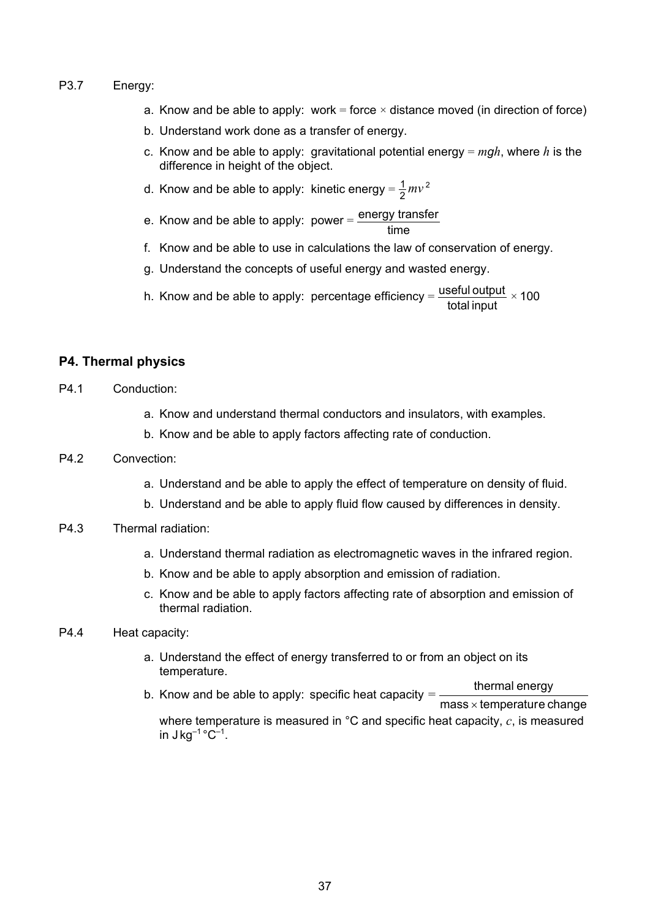P3.7 Energy:

a. Know and be able to apply: work = force × distance moved (in direction of force)

b. Understand work done as a transfer of energy.

c. Know and be able to apply: gravitational potential energy = $mgh$, where $h$ is the difference in height of the object.

d. Know and be able to apply: kinetic energy = $\frac{1}{2}mv^2$

e. Know and be able to apply: power = $\frac{\text{energy transfer}}{\text{time}}$

f. Know and be able to use in calculations the law of conservation of energy.

g. Understand the concepts of useful energy and wasted energy.

h. Know and be able to apply: percentage efficiency = $\frac{\text{useful output}}{\text{total input}} \times 100$

## P4. Thermal physics

P4.1 Conduction:

a. Know and understand thermal conductors and insulators, with examples.

b. Know and be able to apply factors affecting rate of conduction.

P4.2 Convection:

a. Understand and be able to apply the effect of temperature on density of fluid.

b. Understand and be able to apply fluid flow caused by differences in density.

P4.3 Thermal radiation:

a. Understand thermal radiation as electromagnetic waves in the infrared region.

b. Know and be able to apply absorption and emission of radiation.

c. Know and be able to apply factors affecting rate of absorption and emission of thermal radiation.

P4.4 Heat capacity:

a. Understand the effect of energy transferred to or from an object on its temperature.

b. Know and be able to apply: specific heat capacity = $\frac{\text{thermal energy}}{\text{mass} \times \text{temperature change}}$

where temperature is measured in °C and specific heat capacity, $c$, is measured in $\text{J kg}^{-1}\,°\text{C}^{-1}$.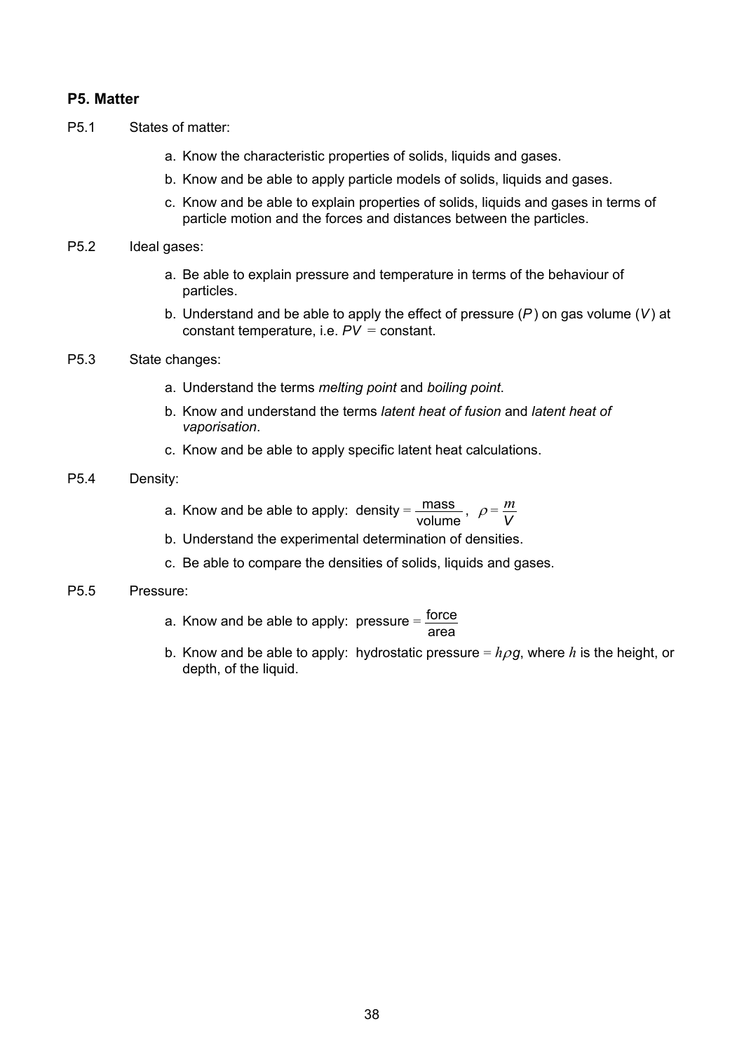### P5. Matter

P5.1 States of matter:

a. Know the characteristic properties of solids, liquids and gases.
b. Know and be able to apply particle models of solids, liquids and gases.
c. Know and be able to explain properties of solids, liquids and gases in terms of particle motion and the forces and distances between the particles.

P5.2 Ideal gases:

a. Be able to explain pressure and temperature in terms of the behaviour of particles.
b. Understand and be able to apply the effect of pressure ($P$) on gas volume ($V$) at constant temperature, i.e. $PV$ = constant.

P5.3 State changes:

a. Understand the terms *melting point* and *boiling point*.
b. Know and understand the terms *latent heat of fusion* and *latent heat of vaporisation*.
c. Know and be able to apply specific latent heat calculations.

P5.4 Density:

a. Know and be able to apply: $\text{density} = \frac{\text{mass}}{\text{volume}}$, $\rho = \frac{m}{V}$
b. Understand the experimental determination of densities.
c. Be able to compare the densities of solids, liquids and gases.

P5.5 Pressure:

a. Know and be able to apply: $\text{pressure} = \frac{\text{force}}{\text{area}}$
b. Know and be able to apply: hydrostatic pressure = $h\rho g$, where $h$ is the height, or depth, of the liquid.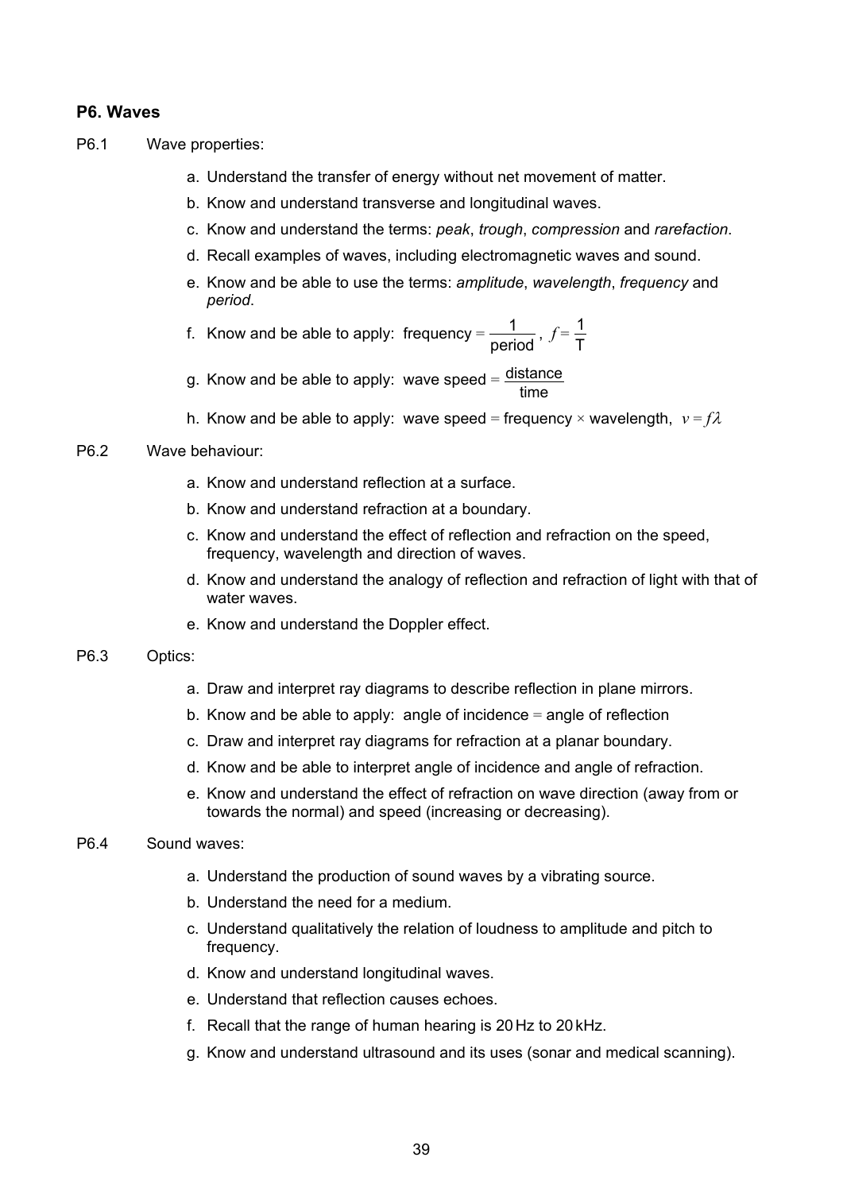## P6. Waves

P6.1 Wave properties:

a. Understand the transfer of energy without net movement of matter.
b. Know and understand transverse and longitudinal waves.
c. Know and understand the terms: *peak*, *trough*, *compression* and *rarefaction*.
d. Recall examples of waves, including electromagnetic waves and sound.
e. Know and be able to use the terms: *amplitude*, *wavelength*, *frequency* and *period*.
f. Know and be able to apply: frequency $= \dfrac{1}{\text{period}}$, $f = \dfrac{1}{T}$
g. Know and be able to apply: wave speed $= \dfrac{\text{distance}}{\text{time}}$
h. Know and be able to apply: wave speed = frequency × wavelength, $v = f\lambda$

P6.2 Wave behaviour:

a. Know and understand reflection at a surface.
b. Know and understand refraction at a boundary.
c. Know and understand the effect of reflection and refraction on the speed, frequency, wavelength and direction of waves.
d. Know and understand the analogy of reflection and refraction of light with that of water waves.
e. Know and understand the Doppler effect.

P6.3 Optics:

a. Draw and interpret ray diagrams to describe reflection in plane mirrors.
b. Know and be able to apply: angle of incidence = angle of reflection
c. Draw and interpret ray diagrams for refraction at a planar boundary.
d. Know and be able to interpret angle of incidence and angle of refraction.
e. Know and understand the effect of refraction on wave direction (away from or towards the normal) and speed (increasing or decreasing).

P6.4 Sound waves:

a. Understand the production of sound waves by a vibrating source.
b. Understand the need for a medium.
c. Understand qualitatively the relation of loudness to amplitude and pitch to frequency.
d. Know and understand longitudinal waves.
e. Understand that reflection causes echoes.
f. Recall that the range of human hearing is 20 Hz to 20 kHz.
g. Know and understand ultrasound and its uses (sonar and medical scanning).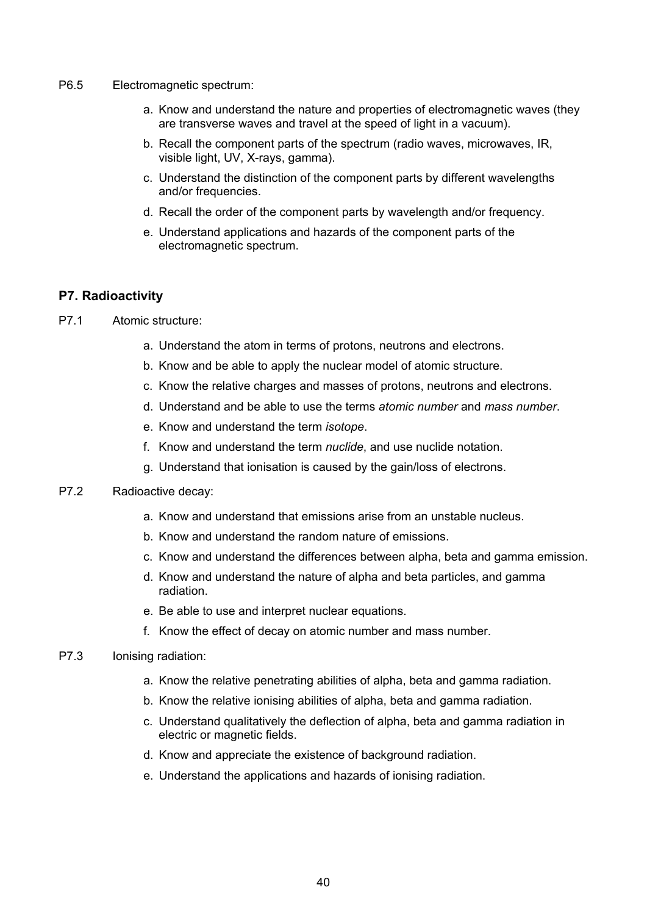P6.5 Electromagnetic spectrum:

a. Know and understand the nature and properties of electromagnetic waves (they are transverse waves and travel at the speed of light in a vacuum).
b. Recall the component parts of the spectrum (radio waves, microwaves, IR, visible light, UV, X-rays, gamma).
c. Understand the distinction of the component parts by different wavelengths and/or frequencies.
d. Recall the order of the component parts by wavelength and/or frequency.
e. Understand applications and hazards of the component parts of the electromagnetic spectrum.

### P7. Radioactivity

P7.1 Atomic structure:

a. Understand the atom in terms of protons, neutrons and electrons.
b. Know and be able to apply the nuclear model of atomic structure.
c. Know the relative charges and masses of protons, neutrons and electrons.
d. Understand and be able to use the terms *atomic number* and *mass number*.
e. Know and understand the term *isotope*.
f. Know and understand the term *nuclide*, and use nuclide notation.
g. Understand that ionisation is caused by the gain/loss of electrons.

P7.2 Radioactive decay:

a. Know and understand that emissions arise from an unstable nucleus.
b. Know and understand the random nature of emissions.
c. Know and understand the differences between alpha, beta and gamma emission.
d. Know and understand the nature of alpha and beta particles, and gamma radiation.
e. Be able to use and interpret nuclear equations.
f. Know the effect of decay on atomic number and mass number.

P7.3 Ionising radiation:

a. Know the relative penetrating abilities of alpha, beta and gamma radiation.
b. Know the relative ionising abilities of alpha, beta and gamma radiation.
c. Understand qualitatively the deflection of alpha, beta and gamma radiation in electric or magnetic fields.
d. Know and appreciate the existence of background radiation.
e. Understand the applications and hazards of ionising radiation.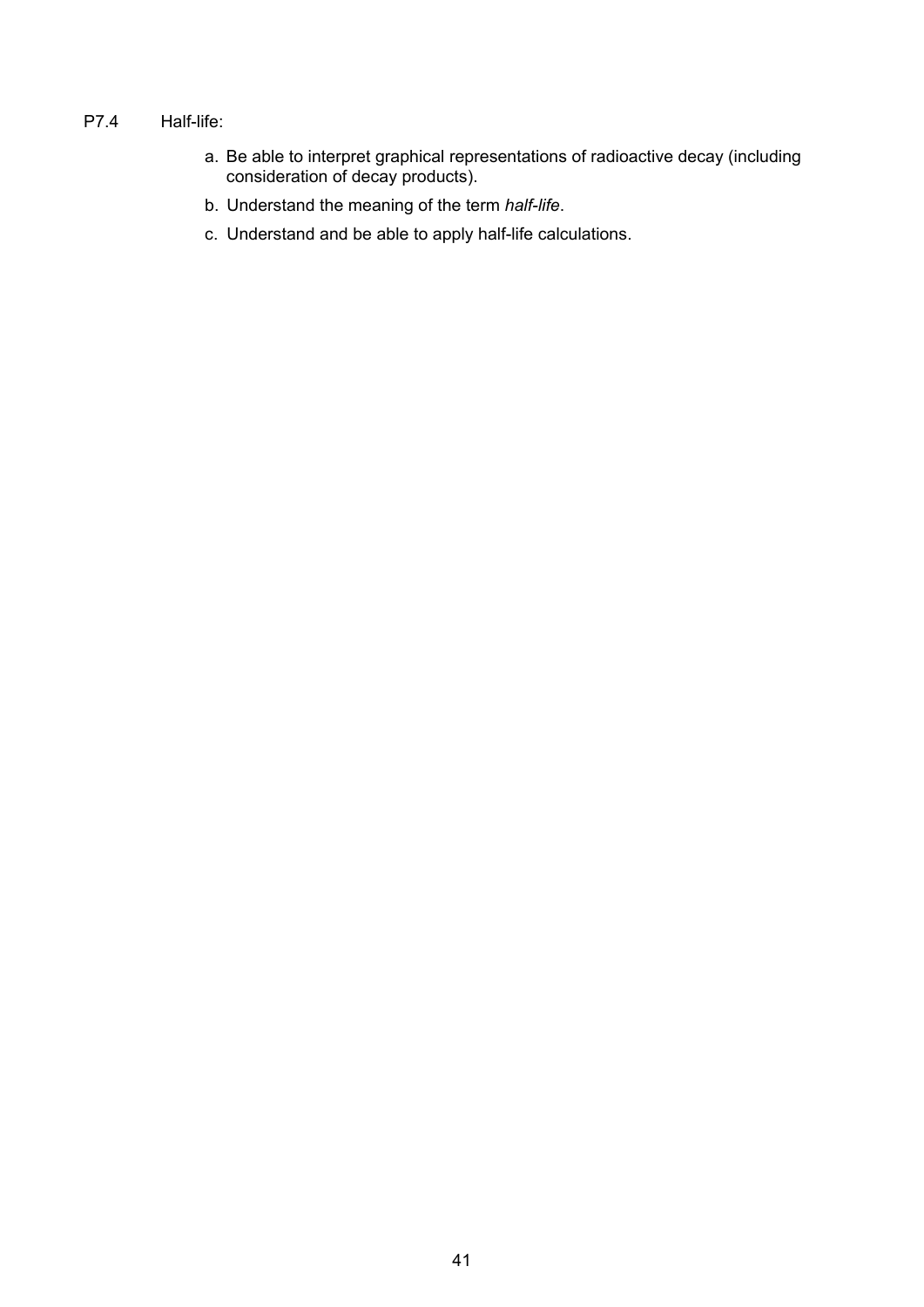P7.4 Half-life:

a. Be able to interpret graphical representations of radioactive decay (including consideration of decay products).

b. Understand the meaning of the term *half-life*.

c. Understand and be able to apply half-life calculations.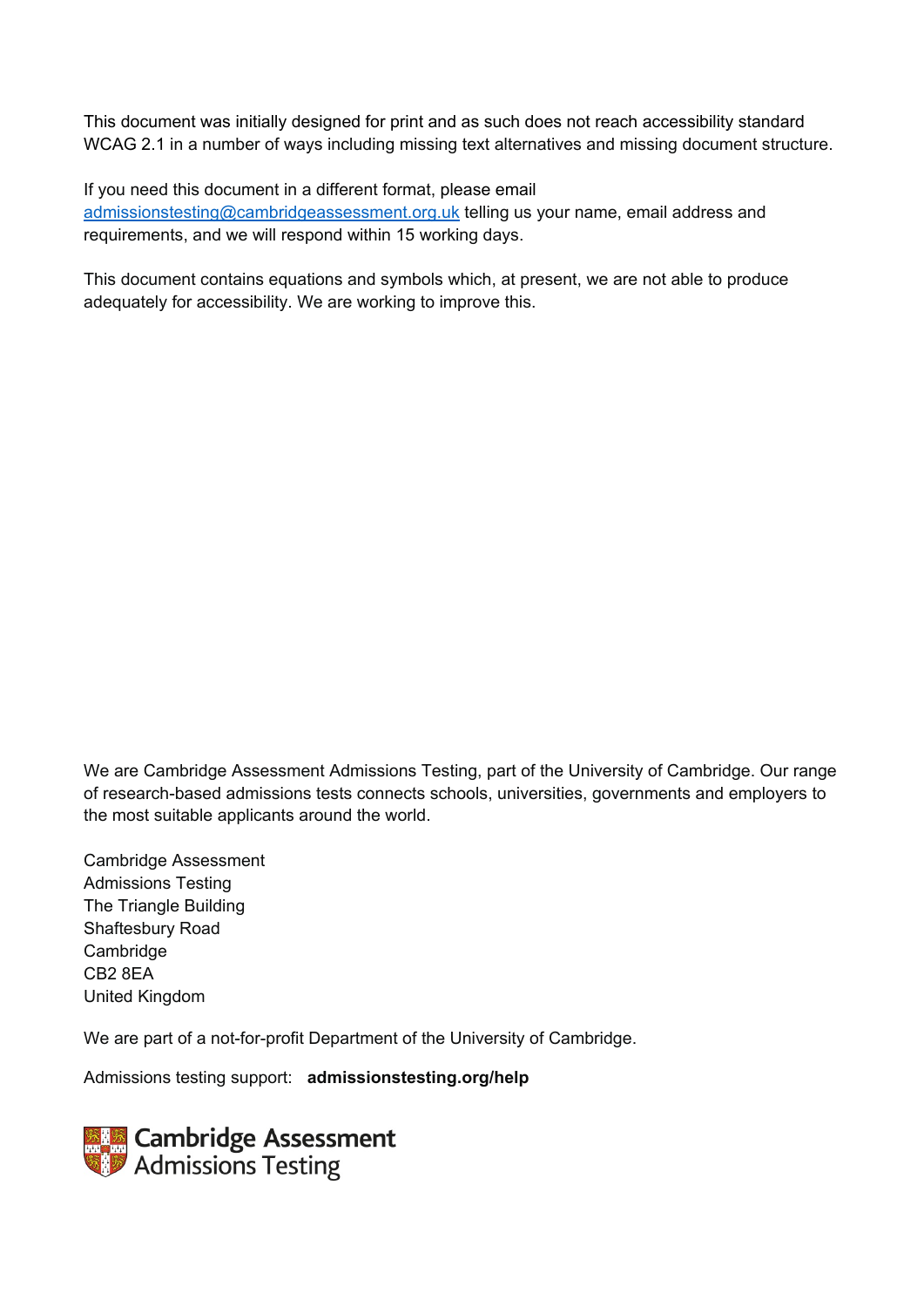This document was initially designed for print and as such does not reach accessibility standard WCAG 2.1 in a number of ways including missing text alternatives and missing document structure.

If you need this document in a different format, please email admissionstesting@cambridgeassessment.org.uk telling us your name, email address and requirements, and we will respond within 15 working days.

This document contains equations and symbols which, at present, we are not able to produce adequately for accessibility. We are working to improve this.

We are Cambridge Assessment Admissions Testing, part of the University of Cambridge. Our range of research-based admissions tests connects schools, universities, governments and employers to the most suitable applicants around the world.

Cambridge Assessment
Admissions Testing
The Triangle Building
Shaftesbury Road
Cambridge
CB2 8EA
United Kingdom

We are part of a not-for-profit Department of the University of Cambridge.

Admissions testing support: **admissionstesting.org/help**

Cambridge Assessment
Admissions Testing